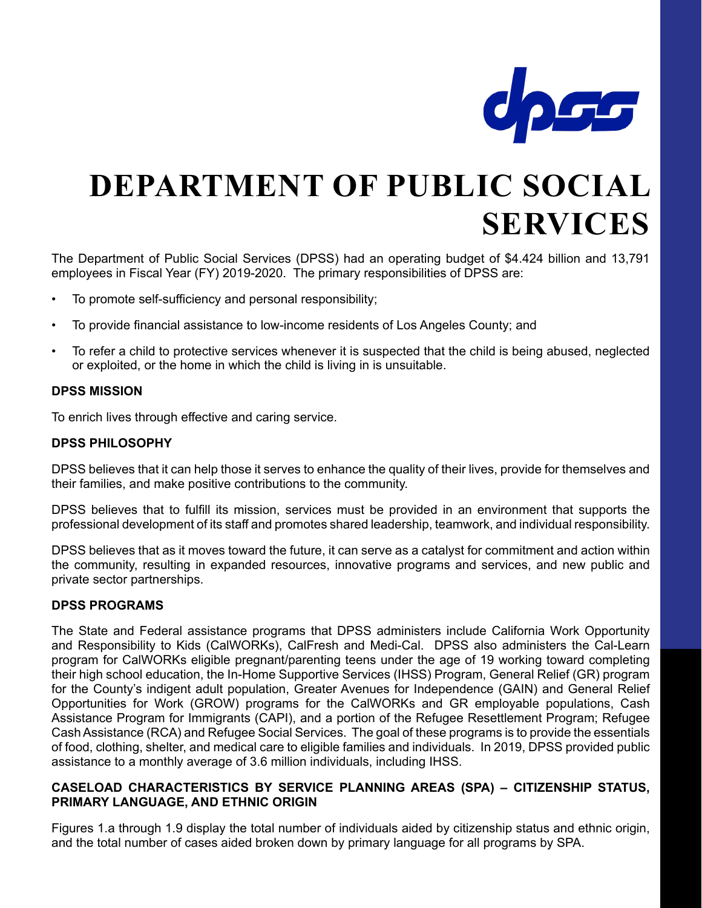# DEPARTMENT OF PUBLIC SOCIAL SERVICES

The Department of Public Social Services (DPSS) had an operating budget of $4.424 billion and 13,791 employees in Fiscal Year (FY) 2019-2020. The primary responsibilities of DPSS are:

- To promote self-sufficiency and personal responsibility;
- To provide financial assistance to low-income residents of Los Angeles County; and
- To refer a child to protective services whenever it is suspected that the child is being abused, neglected or exploited, or the home in which the child is living in is unsuitable.

### DPSS MISSION

To enrich lives through effective and caring service.

### DPSS PHILOSOPHY

DPSS believes that it can help those it serves to enhance the quality of their lives, provide for themselves and their families, and make positive contributions to the community.

DPSS believes that to fulfill its mission, services must be provided in an environment that supports the professional development of its staff and promotes shared leadership, teamwork, and individual responsibility.

DPSS believes that as it moves toward the future, it can serve as a catalyst for commitment and action within the community, resulting in expanded resources, innovative programs and services, and new public and private sector partnerships.

### DPSS PROGRAMS

The State and Federal assistance programs that DPSS administers include California Work Opportunity and Responsibility to Kids (CalWORKs), CalFresh and Medi-Cal. DPSS also administers the Cal-Learn program for CalWORKs eligible pregnant/parenting teens under the age of 19 working toward completing their high school education, the In-Home Supportive Services (IHSS) Program, General Relief (GR) program for the County's indigent adult population, Greater Avenues for Independence (GAIN) and General Relief Opportunities for Work (GROW) programs for the CalWORKs and GR employable populations, Cash Assistance Program for Immigrants (CAPI), and a portion of the Refugee Resettlement Program; Refugee Cash Assistance (RCA) and Refugee Social Services. The goal of these programs is to provide the essentials of food, clothing, shelter, and medical care to eligible families and individuals. In 2019, DPSS provided public assistance to a monthly average of 3.6 million individuals, including IHSS.

### CASELOAD CHARACTERISTICS BY SERVICE PLANNING AREAS (SPA) – CITIZENSHIP STATUS, PRIMARY LANGUAGE, AND ETHNIC ORIGIN

Figures 1.a through 1.9 display the total number of individuals aided by citizenship status and ethnic origin, and the total number of cases aided broken down by primary language for all programs by SPA.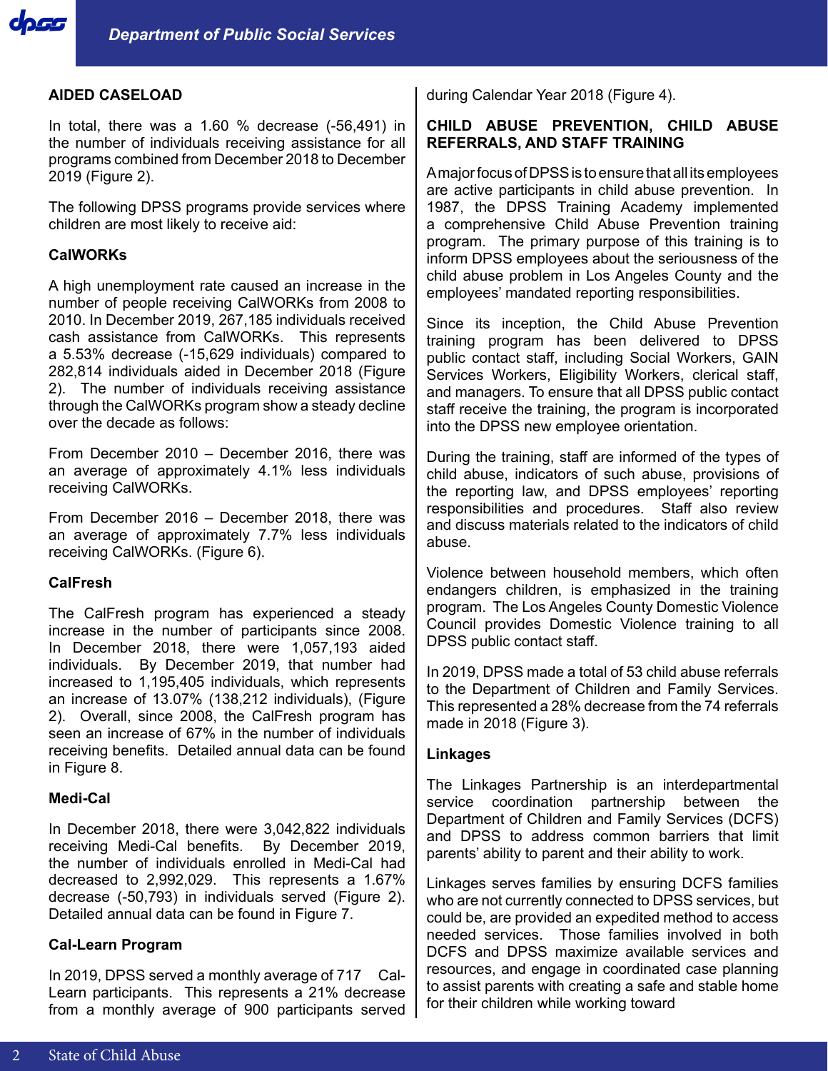## AIDED CASELOAD

In total, there was a 1.60 % decrease (-56,491) in the number of individuals receiving assistance for all programs combined from December 2018 to December 2019 (Figure 2).

The following DPSS programs provide services where children are most likely to receive aid:

### CalWORKs

A high unemployment rate caused an increase in the number of people receiving CalWORKs from 2008 to 2010. In December 2019, 267,185 individuals received cash assistance from CalWORKs. This represents a 5.53% decrease (-15,629 individuals) compared to 282,814 individuals aided in December 2018 (Figure 2). The number of individuals receiving assistance through the CalWORKs program show a steady decline over the decade as follows:

From December 2010 – December 2016, there was an average of approximately 4.1% less individuals receiving CalWORKs.

From December 2016 – December 2018, there was an average of approximately 7.7% less individuals receiving CalWORKs. (Figure 6).

### CalFresh

The CalFresh program has experienced a steady increase in the number of participants since 2008. In December 2018, there were 1,057,193 aided individuals. By December 2019, that number had increased to 1,195,405 individuals, which represents an increase of 13.07% (138,212 individuals), (Figure 2). Overall, since 2008, the CalFresh program has seen an increase of 67% in the number of individuals receiving benefits. Detailed annual data can be found in Figure 8.

### Medi-Cal

In December 2018, there were 3,042,822 individuals receiving Medi-Cal benefits. By December 2019, the number of individuals enrolled in Medi-Cal had decreased to 2,992,029. This represents a 1.67% decrease (-50,793) in individuals served (Figure 2). Detailed annual data can be found in Figure 7.

### Cal-Learn Program

In 2019, DPSS served a monthly average of 717 Cal-Learn participants. This represents a 21% decrease from a monthly average of 900 participants served during Calendar Year 2018 (Figure 4).

## CHILD ABUSE PREVENTION, CHILD ABUSE REFERRALS, AND STAFF TRAINING

A major focus of DPSS is to ensure that all its employees are active participants in child abuse prevention. In 1987, the DPSS Training Academy implemented a comprehensive Child Abuse Prevention training program. The primary purpose of this training is to inform DPSS employees about the seriousness of the child abuse problem in Los Angeles County and the employees' mandated reporting responsibilities.

Since its inception, the Child Abuse Prevention training program has been delivered to DPSS public contact staff, including Social Workers, GAIN Services Workers, Eligibility Workers, clerical staff, and managers. To ensure that all DPSS public contact staff receive the training, the program is incorporated into the DPSS new employee orientation.

During the training, staff are informed of the types of child abuse, indicators of such abuse, provisions of the reporting law, and DPSS employees' reporting responsibilities and procedures. Staff also review and discuss materials related to the indicators of child abuse.

Violence between household members, which often endangers children, is emphasized in the training program. The Los Angeles County Domestic Violence Council provides Domestic Violence training to all DPSS public contact staff.

In 2019, DPSS made a total of 53 child abuse referrals to the Department of Children and Family Services. This represented a 28% decrease from the 74 referrals made in 2018 (Figure 3).

### Linkages

The Linkages Partnership is an interdepartmental service coordination partnership between the Department of Children and Family Services (DCFS) and DPSS to address common barriers that limit parents' ability to parent and their ability to work.

Linkages serves families by ensuring DCFS families who are not currently connected to DPSS services, but could be, are provided an expedited method to access needed services. Those families involved in both DCFS and DPSS maximize available services and resources, and engage in coordinated case planning to assist parents with creating a safe and stable home for their children while working toward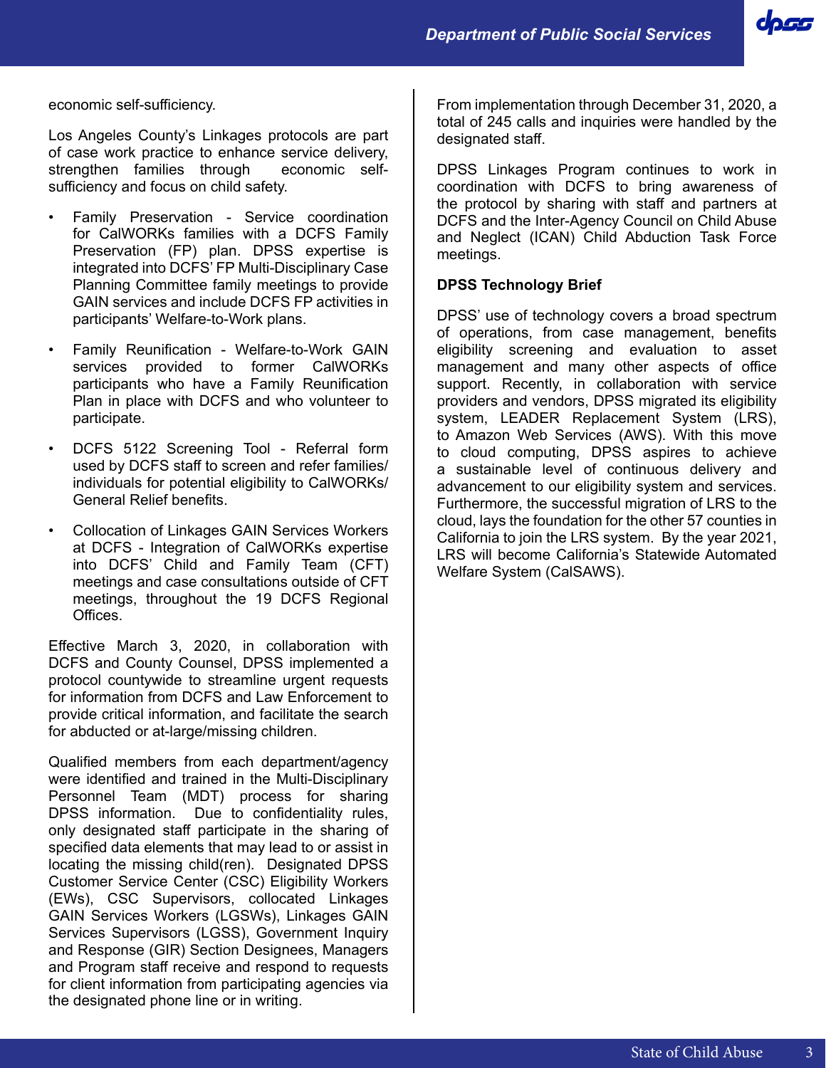economic self-sufficiency.

Los Angeles County's Linkages protocols are part of case work practice to enhance service delivery, strengthen families through economic self-sufficiency and focus on child safety.

- Family Preservation - Service coordination for CalWORKs families with a DCFS Family Preservation (FP) plan. DPSS expertise is integrated into DCFS' FP Multi-Disciplinary Case Planning Committee family meetings to provide GAIN services and include DCFS FP activities in participants' Welfare-to-Work plans.
- Family Reunification - Welfare-to-Work GAIN services provided to former CalWORKs participants who have a Family Reunification Plan in place with DCFS and who volunteer to participate.
- DCFS 5122 Screening Tool - Referral form used by DCFS staff to screen and refer families/individuals for potential eligibility to CalWORKs/General Relief benefits.
- Collocation of Linkages GAIN Services Workers at DCFS - Integration of CalWORKs expertise into DCFS' Child and Family Team (CFT) meetings and case consultations outside of CFT meetings, throughout the 19 DCFS Regional Offices.

Effective March 3, 2020, in collaboration with DCFS and County Counsel, DPSS implemented a protocol countywide to streamline urgent requests for information from DCFS and Law Enforcement to provide critical information, and facilitate the search for abducted or at-large/missing children.

Qualified members from each department/agency were identified and trained in the Multi-Disciplinary Personnel Team (MDT) process for sharing DPSS information. Due to confidentiality rules, only designated staff participate in the sharing of specified data elements that may lead to or assist in locating the missing child(ren). Designated DPSS Customer Service Center (CSC) Eligibility Workers (EWs), CSC Supervisors, collocated Linkages GAIN Services Workers (LGSWs), Linkages GAIN Services Supervisors (LGSS), Government Inquiry and Response (GIR) Section Designees, Managers and Program staff receive and respond to requests for client information from participating agencies via the designated phone line or in writing.

From implementation through December 31, 2020, a total of 245 calls and inquiries were handled by the designated staff.

DPSS Linkages Program continues to work in coordination with DCFS to bring awareness of the protocol by sharing with staff and partners at DCFS and the Inter-Agency Council on Child Abuse and Neglect (ICAN) Child Abduction Task Force meetings.

**DPSS Technology Brief**

DPSS' use of technology covers a broad spectrum of operations, from case management, benefits eligibility screening and evaluation to asset management and many other aspects of office support. Recently, in collaboration with service providers and vendors, DPSS migrated its eligibility system, LEADER Replacement System (LRS), to Amazon Web Services (AWS). With this move to cloud computing, DPSS aspires to achieve a sustainable level of continuous delivery and advancement to our eligibility system and services. Furthermore, the successful migration of LRS to the cloud, lays the foundation for the other 57 counties in California to join the LRS system. By the year 2021, LRS will become California's Statewide Automated Welfare System (CalSAWS).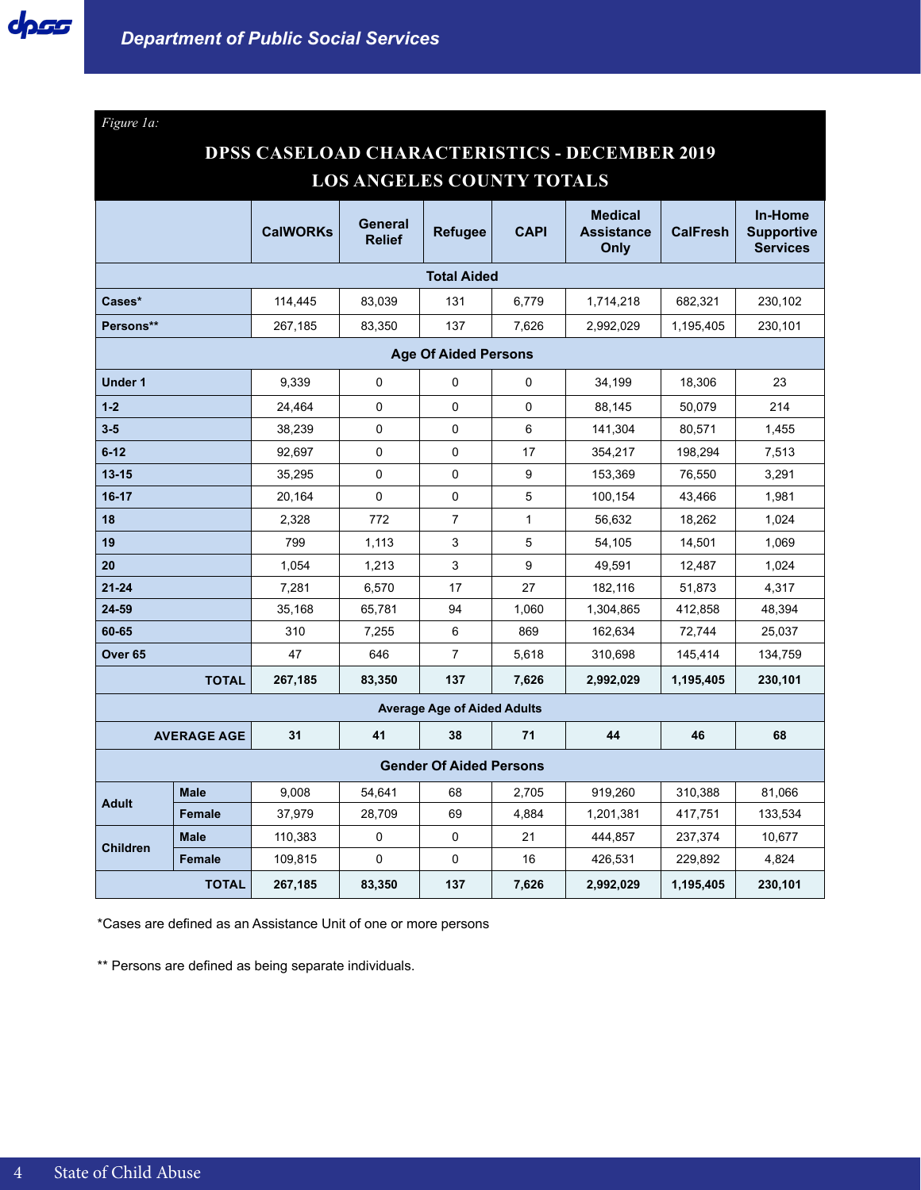*Figure 1a:*

## DPSS CASELOAD CHARACTERISTICS - DECEMBER 2019
## LOS ANGELES COUNTY TOTALS

| | | CalWORKs | General Relief | Refugee | CAPI | Medical Assistance Only | CalFresh | In-Home Supportive Services |
|---|---|---|---|---|---|---|---|---|
| **Total Aided** | | | | | | | | |
| Cases* | | 114,445 | 83,039 | 131 | 6,779 | 1,714,218 | 682,321 | 230,102 |
| Persons** | | 267,185 | 83,350 | 137 | 7,626 | 2,992,029 | 1,195,405 | 230,101 |
| **Age Of Aided Persons** | | | | | | | | |
| Under 1 | | 9,339 | 0 | 0 | 0 | 34,199 | 18,306 | 23 |
| 1-2 | | 24,464 | 0 | 0 | 0 | 88,145 | 50,079 | 214 |
| 3-5 | | 38,239 | 0 | 0 | 6 | 141,304 | 80,571 | 1,455 |
| 6-12 | | 92,697 | 0 | 0 | 17 | 354,217 | 198,294 | 7,513 |
| 13-15 | | 35,295 | 0 | 0 | 9 | 153,369 | 76,550 | 3,291 |
| 16-17 | | 20,164 | 0 | 0 | 5 | 100,154 | 43,466 | 1,981 |
| 18 | | 2,328 | 772 | 7 | 1 | 56,632 | 18,262 | 1,024 |
| 19 | | 799 | 1,113 | 3 | 5 | 54,105 | 14,501 | 1,069 |
| 20 | | 1,054 | 1,213 | 3 | 9 | 49,591 | 12,487 | 1,024 |
| 21-24 | | 7,281 | 6,570 | 17 | 27 | 182,116 | 51,873 | 4,317 |
| 24-59 | | 35,168 | 65,781 | 94 | 1,060 | 1,304,865 | 412,858 | 48,394 |
| 60-65 | | 310 | 7,255 | 6 | 869 | 162,634 | 72,744 | 25,037 |
| Over 65 | | 47 | 646 | 7 | 5,618 | 310,698 | 145,414 | 134,759 |
| **TOTAL** | | **267,185** | **83,350** | **137** | **7,626** | **2,992,029** | **1,195,405** | **230,101** |
| **Average Age of Aided Adults** | | | | | | | | |
| **AVERAGE AGE** | | **31** | **41** | **38** | **71** | **44** | **46** | **68** |
| **Gender Of Aided Persons** | | | | | | | | |
| Adult | Male | 9,008 | 54,641 | 68 | 2,705 | 919,260 | 310,388 | 81,066 |
| | Female | 37,979 | 28,709 | 69 | 4,884 | 1,201,381 | 417,751 | 133,534 |
| Children | Male | 110,383 | 0 | 0 | 21 | 444,857 | 237,374 | 10,677 |
| | Female | 109,815 | 0 | 0 | 16 | 426,531 | 229,892 | 4,824 |
| **TOTAL** | | **267,185** | **83,350** | **137** | **7,626** | **2,992,029** | **1,195,405** | **230,101** |

*Cases are defined as an Assistance Unit of one or more persons

** Persons are defined as being separate individuals.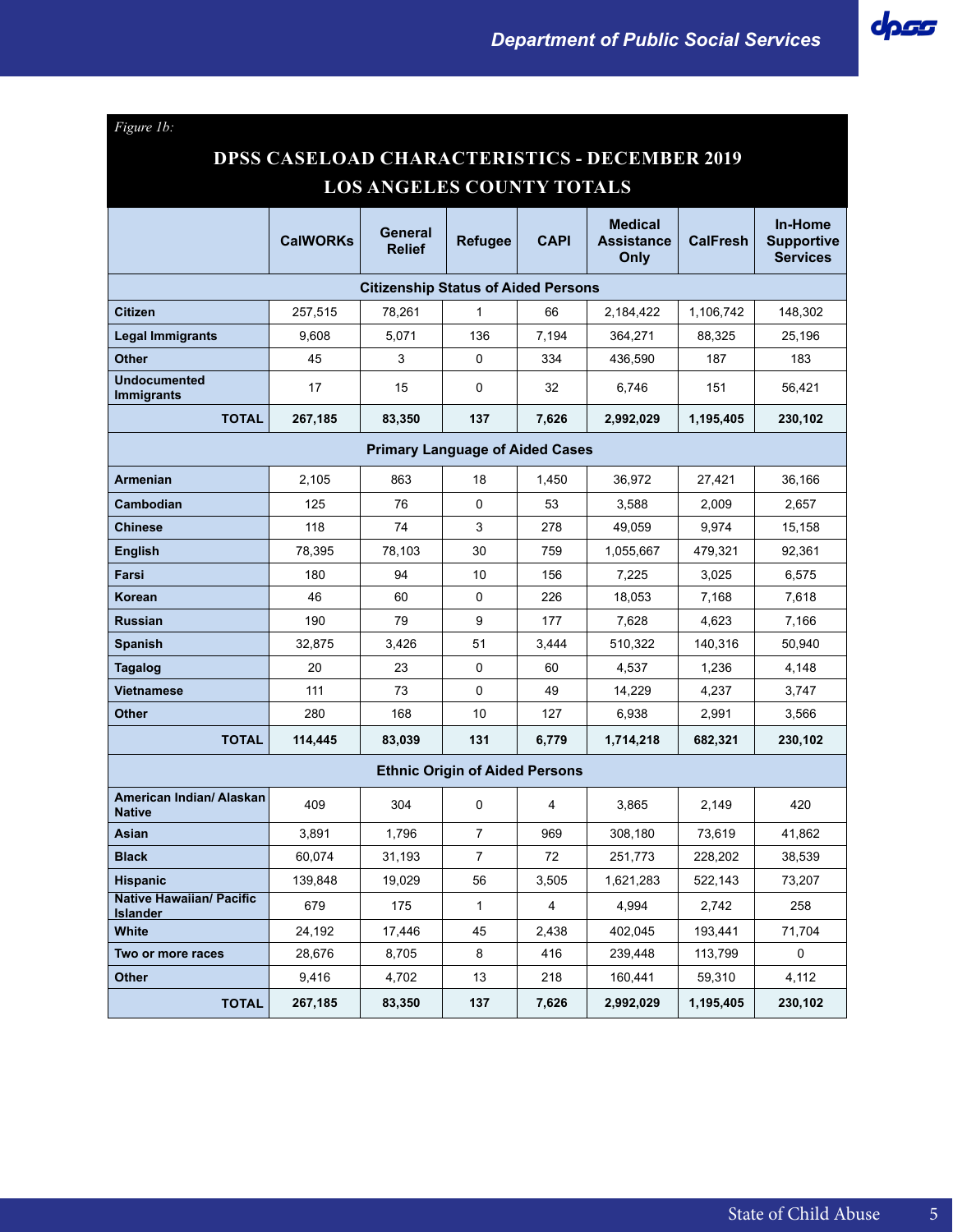*Figure 1b:*

## DPSS CASELOAD CHARACTERISTICS - DECEMBER 2019
## LOS ANGELES COUNTY TOTALS

| | CalWORKs | General Relief | Refugee | CAPI | Medical Assistance Only | CalFresh | In-Home Supportive Services |
|---|---|---|---|---|---|---|---|
| **Citizenship Status of Aided Persons** | | | | | | | |
| **Citizen** | 257,515 | 78,261 | 1 | 66 | 2,184,422 | 1,106,742 | 148,302 |
| **Legal Immigrants** | 9,608 | 5,071 | 136 | 7,194 | 364,271 | 88,325 | 25,196 |
| **Other** | 45 | 3 | 0 | 334 | 436,590 | 187 | 183 |
| **Undocumented Immigrants** | 17 | 15 | 0 | 32 | 6,746 | 151 | 56,421 |
| **TOTAL** | **267,185** | **83,350** | **137** | **7,626** | **2,992,029** | **1,195,405** | **230,102** |
| **Primary Language of Aided Cases** | | | | | | | |
| **Armenian** | 2,105 | 863 | 18 | 1,450 | 36,972 | 27,421 | 36,166 |
| **Cambodian** | 125 | 76 | 0 | 53 | 3,588 | 2,009 | 2,657 |
| **Chinese** | 118 | 74 | 3 | 278 | 49,059 | 9,974 | 15,158 |
| **English** | 78,395 | 78,103 | 30 | 759 | 1,055,667 | 479,321 | 92,361 |
| **Farsi** | 180 | 94 | 10 | 156 | 7,225 | 3,025 | 6,575 |
| **Korean** | 46 | 60 | 0 | 226 | 18,053 | 7,168 | 7,618 |
| **Russian** | 190 | 79 | 9 | 177 | 7,628 | 4,623 | 7,166 |
| **Spanish** | 32,875 | 3,426 | 51 | 3,444 | 510,322 | 140,316 | 50,940 |
| **Tagalog** | 20 | 23 | 0 | 60 | 4,537 | 1,236 | 4,148 |
| **Vietnamese** | 111 | 73 | 0 | 49 | 14,229 | 4,237 | 3,747 |
| **Other** | 280 | 168 | 10 | 127 | 6,938 | 2,991 | 3,566 |
| **TOTAL** | **114,445** | **83,039** | **131** | **6,779** | **1,714,218** | **682,321** | **230,102** |
| **Ethnic Origin of Aided Persons** | | | | | | | |
| **American Indian/ Alaskan Native** | 409 | 304 | 0 | 4 | 3,865 | 2,149 | 420 |
| **Asian** | 3,891 | 1,796 | 7 | 969 | 308,180 | 73,619 | 41,862 |
| **Black** | 60,074 | 31,193 | 7 | 72 | 251,773 | 228,202 | 38,539 |
| **Hispanic** | 139,848 | 19,029 | 56 | 3,505 | 1,621,283 | 522,143 | 73,207 |
| **Native Hawaiian/ Pacific Islander** | 679 | 175 | 1 | 4 | 4,994 | 2,742 | 258 |
| **White** | 24,192 | 17,446 | 45 | 2,438 | 402,045 | 193,441 | 71,704 |
| **Two or more races** | 28,676 | 8,705 | 8 | 416 | 239,448 | 113,799 | 0 |
| **Other** | 9,416 | 4,702 | 13 | 218 | 160,441 | 59,310 | 4,112 |
| **TOTAL** | **267,185** | **83,350** | **137** | **7,626** | **2,992,029** | **1,195,405** | **230,102** |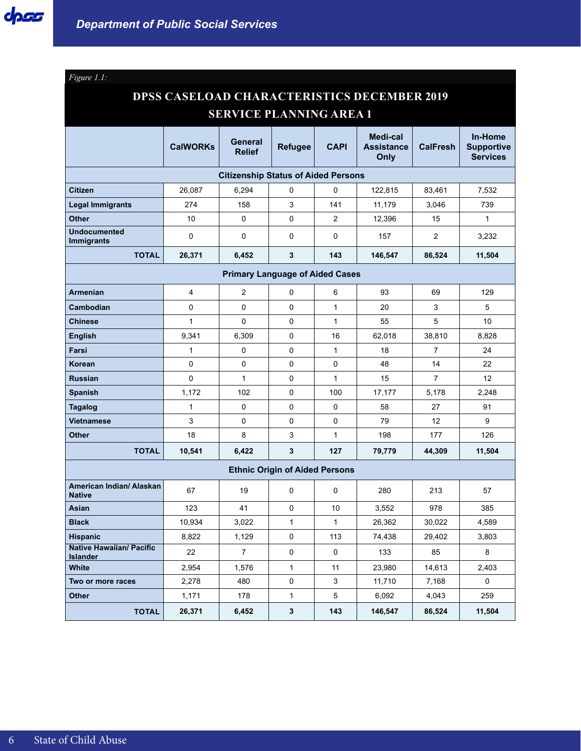*Figure 1.1:*

## DPSS CASELOAD CHARACTERISTICS DECEMBER 2019 SERVICE PLANNING AREA 1

| | CalWORKs | General Relief | Refugee | CAPI | Medi-cal Assistance Only | CalFresh | In-Home Supportive Services |
|---|---|---|---|---|---|---|---|
| **Citizenship Status of Aided Persons** | | | | | | | |
| **Citizen** | 26,087 | 6,294 | 0 | 0 | 122,815 | 83,461 | 7,532 |
| **Legal Immigrants** | 274 | 158 | 3 | 141 | 11,179 | 3,046 | 739 |
| **Other** | 10 | 0 | 0 | 2 | 12,396 | 15 | 1 |
| **Undocumented Immigrants** | 0 | 0 | 0 | 0 | 157 | 2 | 3,232 |
| **TOTAL** | **26,371** | **6,452** | **3** | **143** | **146,547** | **86,524** | **11,504** |
| **Primary Language of Aided Cases** | | | | | | | |
| **Armenian** | 4 | 2 | 0 | 6 | 93 | 69 | 129 |
| **Cambodian** | 0 | 0 | 0 | 1 | 20 | 3 | 5 |
| **Chinese** | 1 | 0 | 0 | 1 | 55 | 5 | 10 |
| **English** | 9,341 | 6,309 | 0 | 16 | 62,018 | 38,810 | 8,828 |
| **Farsi** | 1 | 0 | 0 | 1 | 18 | 7 | 24 |
| **Korean** | 0 | 0 | 0 | 0 | 48 | 14 | 22 |
| **Russian** | 0 | 1 | 0 | 1 | 15 | 7 | 12 |
| **Spanish** | 1,172 | 102 | 0 | 100 | 17,177 | 5,178 | 2,248 |
| **Tagalog** | 1 | 0 | 0 | 0 | 58 | 27 | 91 |
| **Vietnamese** | 3 | 0 | 0 | 0 | 79 | 12 | 9 |
| **Other** | 18 | 8 | 3 | 1 | 198 | 177 | 126 |
| **TOTAL** | **10,541** | **6,422** | **3** | **127** | **79,779** | **44,309** | **11,504** |
| **Ethnic Origin of Aided Persons** | | | | | | | |
| **American Indian/ Alaskan Native** | 67 | 19 | 0 | 0 | 280 | 213 | 57 |
| **Asian** | 123 | 41 | 0 | 10 | 3,552 | 978 | 385 |
| **Black** | 10,934 | 3,022 | 1 | 1 | 26,362 | 30,022 | 4,589 |
| **Hispanic** | 8,822 | 1,129 | 0 | 113 | 74,438 | 29,402 | 3,803 |
| **Native Hawaiian/ Pacific Islander** | 22 | 7 | 0 | 0 | 133 | 85 | 8 |
| **White** | 2,954 | 1,576 | 1 | 11 | 23,980 | 14,613 | 2,403 |
| **Two or more races** | 2,278 | 480 | 0 | 3 | 11,710 | 7,168 | 0 |
| **Other** | 1,171 | 178 | 1 | 5 | 6,092 | 4,043 | 259 |
| **TOTAL** | **26,371** | **6,452** | **3** | **143** | **146,547** | **86,524** | **11,504** |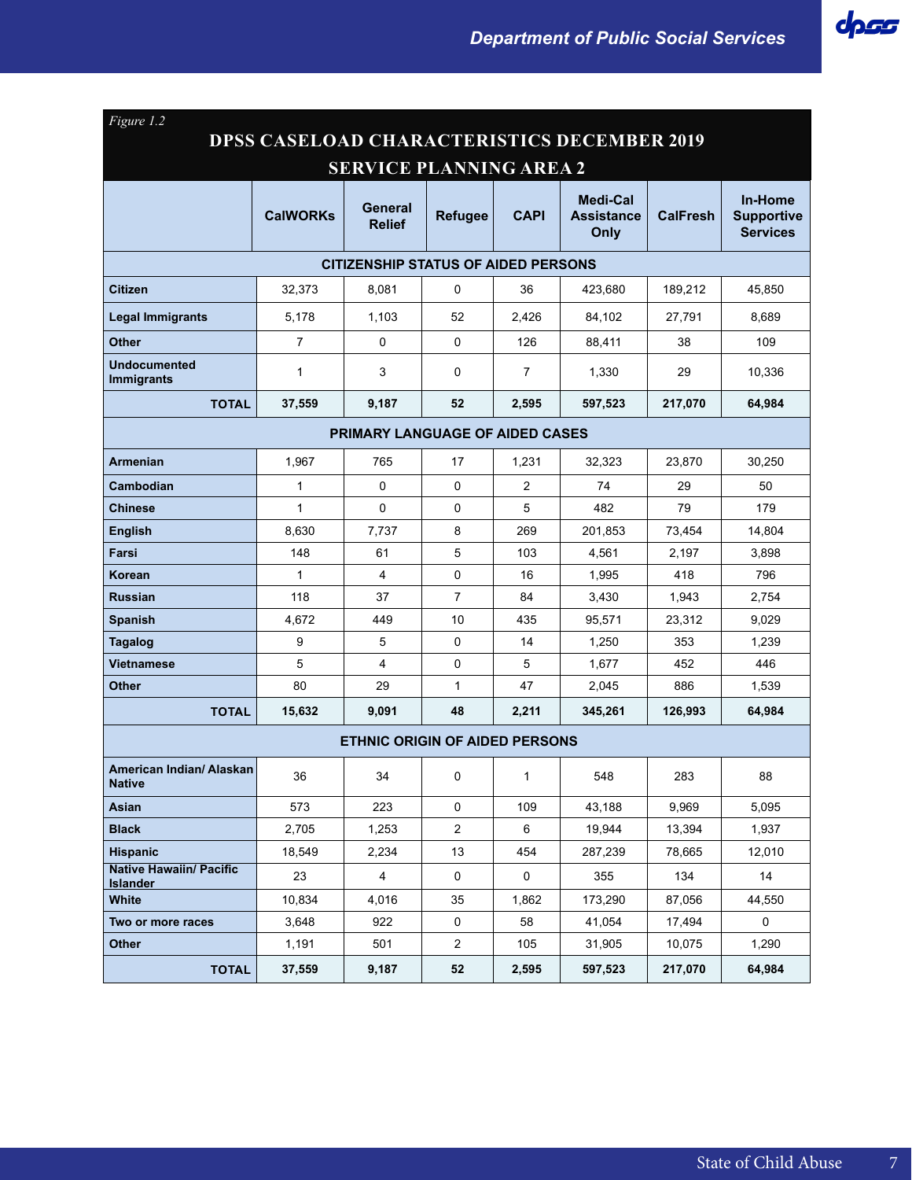*Figure 1.2*

## DPSS CASELOAD CHARACTERISTICS DECEMBER 2019
## SERVICE PLANNING AREA 2

| | CalWORKs | General Relief | Refugee | CAPI | Medi-Cal Assistance Only | CalFresh | In-Home Supportive Services |
|---|---|---|---|---|---|---|---|
| **CITIZENSHIP STATUS OF AIDED PERSONS** | | | | | | | |
| **Citizen** | 32,373 | 8,081 | 0 | 36 | 423,680 | 189,212 | 45,850 |
| **Legal Immigrants** | 5,178 | 1,103 | 52 | 2,426 | 84,102 | 27,791 | 8,689 |
| **Other** | 7 | 0 | 0 | 126 | 88,411 | 38 | 109 |
| **Undocumented Immigrants** | 1 | 3 | 0 | 7 | 1,330 | 29 | 10,336 |
| **TOTAL** | **37,559** | **9,187** | **52** | **2,595** | **597,523** | **217,070** | **64,984** |
| **PRIMARY LANGUAGE OF AIDED CASES** | | | | | | | |
| **Armenian** | 1,967 | 765 | 17 | 1,231 | 32,323 | 23,870 | 30,250 |
| **Cambodian** | 1 | 0 | 0 | 2 | 74 | 29 | 50 |
| **Chinese** | 1 | 0 | 0 | 5 | 482 | 79 | 179 |
| **English** | 8,630 | 7,737 | 8 | 269 | 201,853 | 73,454 | 14,804 |
| **Farsi** | 148 | 61 | 5 | 103 | 4,561 | 2,197 | 3,898 |
| **Korean** | 1 | 4 | 0 | 16 | 1,995 | 418 | 796 |
| **Russian** | 118 | 37 | 7 | 84 | 3,430 | 1,943 | 2,754 |
| **Spanish** | 4,672 | 449 | 10 | 435 | 95,571 | 23,312 | 9,029 |
| **Tagalog** | 9 | 5 | 0 | 14 | 1,250 | 353 | 1,239 |
| **Vietnamese** | 5 | 4 | 0 | 5 | 1,677 | 452 | 446 |
| **Other** | 80 | 29 | 1 | 47 | 2,045 | 886 | 1,539 |
| **TOTAL** | **15,632** | **9,091** | **48** | **2,211** | **345,261** | **126,993** | **64,984** |
| **ETHNIC ORIGIN OF AIDED PERSONS** | | | | | | | |
| **American Indian/ Alaskan Native** | 36 | 34 | 0 | 1 | 548 | 283 | 88 |
| **Asian** | 573 | 223 | 0 | 109 | 43,188 | 9,969 | 5,095 |
| **Black** | 2,705 | 1,253 | 2 | 6 | 19,944 | 13,394 | 1,937 |
| **Hispanic** | 18,549 | 2,234 | 13 | 454 | 287,239 | 78,665 | 12,010 |
| **Native Hawaiin/ Pacific Islander** | 23 | 4 | 0 | 0 | 355 | 134 | 14 |
| **White** | 10,834 | 4,016 | 35 | 1,862 | 173,290 | 87,056 | 44,550 |
| **Two or more races** | 3,648 | 922 | 0 | 58 | 41,054 | 17,494 | 0 |
| **Other** | 1,191 | 501 | 2 | 105 | 31,905 | 10,075 | 1,290 |
| **TOTAL** | **37,559** | **9,187** | **52** | **2,595** | **597,523** | **217,070** | **64,984** |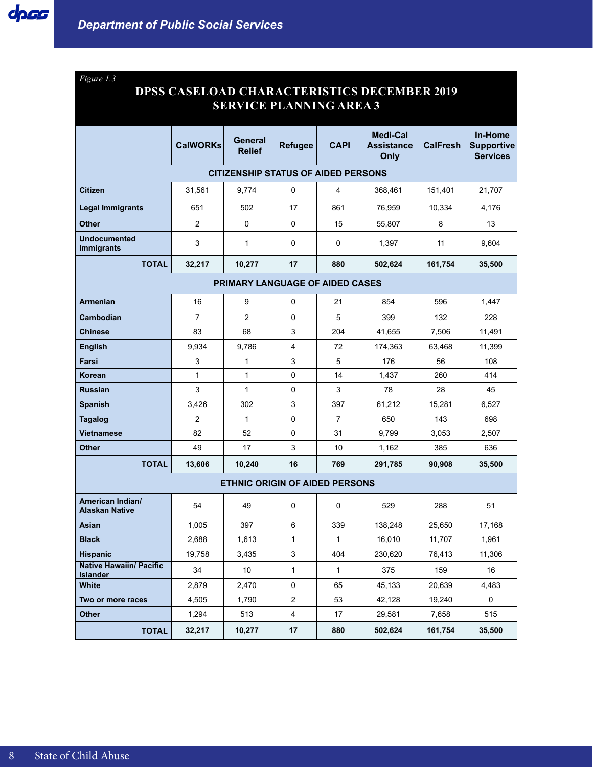*Figure 1.3*

## DPSS CASELOAD CHARACTERISTICS DECEMBER 2019 SERVICE PLANNING AREA 3

| | CalWORKs | General Relief | Refugee | CAPI | Medi-Cal Assistance Only | CalFresh | In-Home Supportive Services |
|---|---|---|---|---|---|---|---|
| **CITIZENSHIP STATUS OF AIDED PERSONS** | | | | | | | |
| **Citizen** | 31,561 | 9,774 | 0 | 4 | 368,461 | 151,401 | 21,707 |
| **Legal Immigrants** | 651 | 502 | 17 | 861 | 76,959 | 10,334 | 4,176 |
| **Other** | 2 | 0 | 0 | 15 | 55,807 | 8 | 13 |
| **Undocumented Immigrants** | 3 | 1 | 0 | 0 | 1,397 | 11 | 9,604 |
| **TOTAL** | **32,217** | **10,277** | **17** | **880** | **502,624** | **161,754** | **35,500** |
| **PRIMARY LANGUAGE OF AIDED CASES** | | | | | | | |
| **Armenian** | 16 | 9 | 0 | 21 | 854 | 596 | 1,447 |
| **Cambodian** | 7 | 2 | 0 | 5 | 399 | 132 | 228 |
| **Chinese** | 83 | 68 | 3 | 204 | 41,655 | 7,506 | 11,491 |
| **English** | 9,934 | 9,786 | 4 | 72 | 174,363 | 63,468 | 11,399 |
| **Farsi** | 3 | 1 | 3 | 5 | 176 | 56 | 108 |
| **Korean** | 1 | 1 | 0 | 14 | 1,437 | 260 | 414 |
| **Russian** | 3 | 1 | 0 | 3 | 78 | 28 | 45 |
| **Spanish** | 3,426 | 302 | 3 | 397 | 61,212 | 15,281 | 6,527 |
| **Tagalog** | 2 | 1 | 0 | 7 | 650 | 143 | 698 |
| **Vietnamese** | 82 | 52 | 0 | 31 | 9,799 | 3,053 | 2,507 |
| **Other** | 49 | 17 | 3 | 10 | 1,162 | 385 | 636 |
| **TOTAL** | **13,606** | **10,240** | **16** | **769** | **291,785** | **90,908** | **35,500** |
| **ETHNIC ORIGIN OF AIDED PERSONS** | | | | | | | |
| **American Indian/ Alaskan Native** | 54 | 49 | 0 | 0 | 529 | 288 | 51 |
| **Asian** | 1,005 | 397 | 6 | 339 | 138,248 | 25,650 | 17,168 |
| **Black** | 2,688 | 1,613 | 1 | 1 | 16,010 | 11,707 | 1,961 |
| **Hispanic** | 19,758 | 3,435 | 3 | 404 | 230,620 | 76,413 | 11,306 |
| **Native Hawaiin/ Pacific Islander** | 34 | 10 | 1 | 1 | 375 | 159 | 16 |
| **White** | 2,879 | 2,470 | 0 | 65 | 45,133 | 20,639 | 4,483 |
| **Two or more races** | 4,505 | 1,790 | 2 | 53 | 42,128 | 19,240 | 0 |
| **Other** | 1,294 | 513 | 4 | 17 | 29,581 | 7,658 | 515 |
| **TOTAL** | **32,217** | **10,277** | **17** | **880** | **502,624** | **161,754** | **35,500** |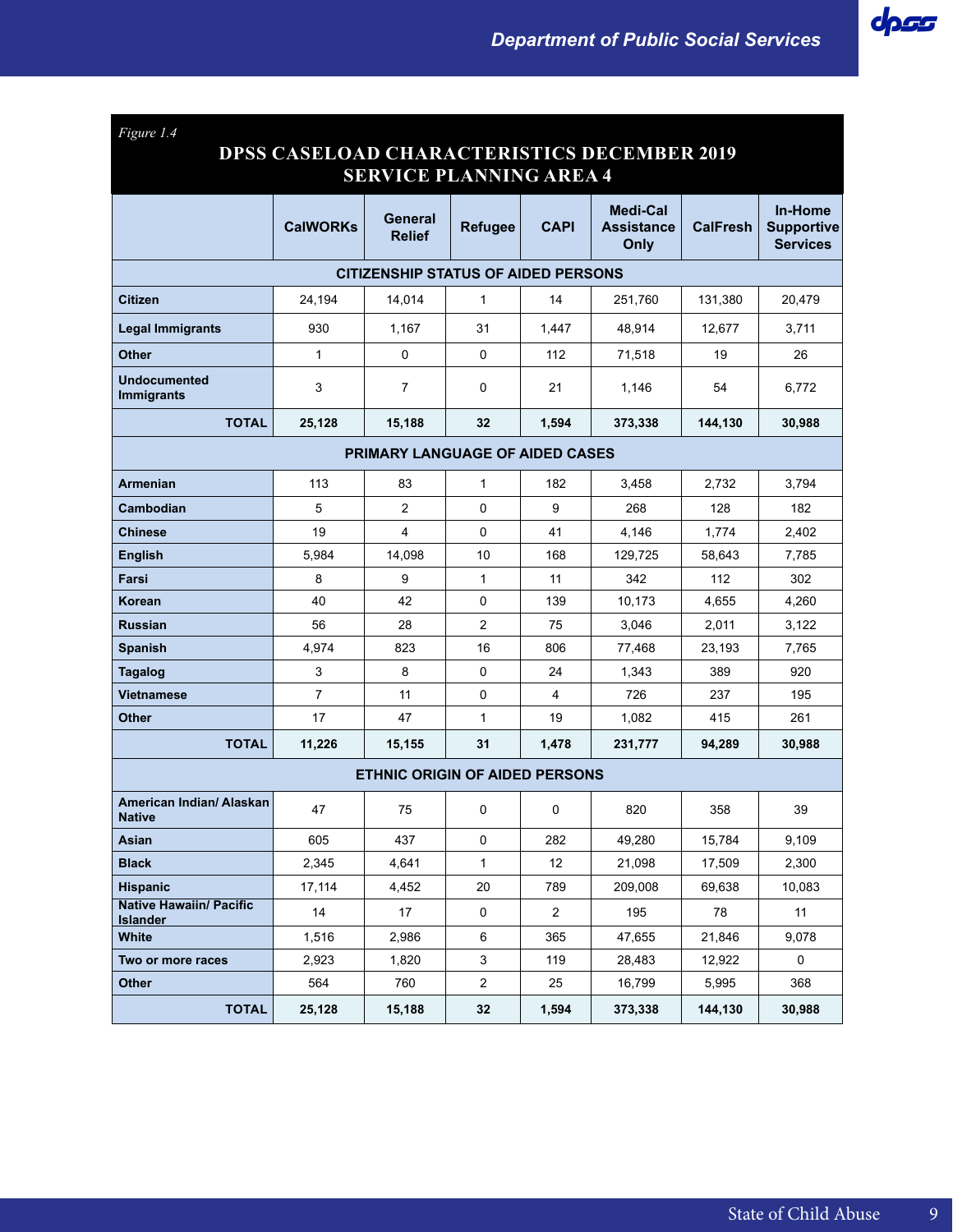*Figure 1.4*

## DPSS CASELOAD CHARACTERISTICS DECEMBER 2019 SERVICE PLANNING AREA 4

| | CalWORKs | General Relief | Refugee | CAPI | Medi-Cal Assistance Only | CalFresh | In-Home Supportive Services |
|---|---|---|---|---|---|---|---|
| **CITIZENSHIP STATUS OF AIDED PERSONS** | | | | | | | |
| **Citizen** | 24,194 | 14,014 | 1 | 14 | 251,760 | 131,380 | 20,479 |
| **Legal Immigrants** | 930 | 1,167 | 31 | 1,447 | 48,914 | 12,677 | 3,711 |
| **Other** | 1 | 0 | 0 | 112 | 71,518 | 19 | 26 |
| **Undocumented Immigrants** | 3 | 7 | 0 | 21 | 1,146 | 54 | 6,772 |
| **TOTAL** | **25,128** | **15,188** | **32** | **1,594** | **373,338** | **144,130** | **30,988** |
| **PRIMARY LANGUAGE OF AIDED CASES** | | | | | | | |
| **Armenian** | 113 | 83 | 1 | 182 | 3,458 | 2,732 | 3,794 |
| **Cambodian** | 5 | 2 | 0 | 9 | 268 | 128 | 182 |
| **Chinese** | 19 | 4 | 0 | 41 | 4,146 | 1,774 | 2,402 |
| **English** | 5,984 | 14,098 | 10 | 168 | 129,725 | 58,643 | 7,785 |
| **Farsi** | 8 | 9 | 1 | 11 | 342 | 112 | 302 |
| **Korean** | 40 | 42 | 0 | 139 | 10,173 | 4,655 | 4,260 |
| **Russian** | 56 | 28 | 2 | 75 | 3,046 | 2,011 | 3,122 |
| **Spanish** | 4,974 | 823 | 16 | 806 | 77,468 | 23,193 | 7,765 |
| **Tagalog** | 3 | 8 | 0 | 24 | 1,343 | 389 | 920 |
| **Vietnamese** | 7 | 11 | 0 | 4 | 726 | 237 | 195 |
| **Other** | 17 | 47 | 1 | 19 | 1,082 | 415 | 261 |
| **TOTAL** | **11,226** | **15,155** | **31** | **1,478** | **231,777** | **94,289** | **30,988** |
| **ETHNIC ORIGIN OF AIDED PERSONS** | | | | | | | |
| **American Indian/ Alaskan Native** | 47 | 75 | 0 | 0 | 820 | 358 | 39 |
| **Asian** | 605 | 437 | 0 | 282 | 49,280 | 15,784 | 9,109 |
| **Black** | 2,345 | 4,641 | 1 | 12 | 21,098 | 17,509 | 2,300 |
| **Hispanic** | 17,114 | 4,452 | 20 | 789 | 209,008 | 69,638 | 10,083 |
| **Native Hawaiin/ Pacific Islander** | 14 | 17 | 0 | 2 | 195 | 78 | 11 |
| **White** | 1,516 | 2,986 | 6 | 365 | 47,655 | 21,846 | 9,078 |
| **Two or more races** | 2,923 | 1,820 | 3 | 119 | 28,483 | 12,922 | 0 |
| **Other** | 564 | 760 | 2 | 25 | 16,799 | 5,995 | 368 |
| **TOTAL** | **25,128** | **15,188** | **32** | **1,594** | **373,338** | **144,130** | **30,988** |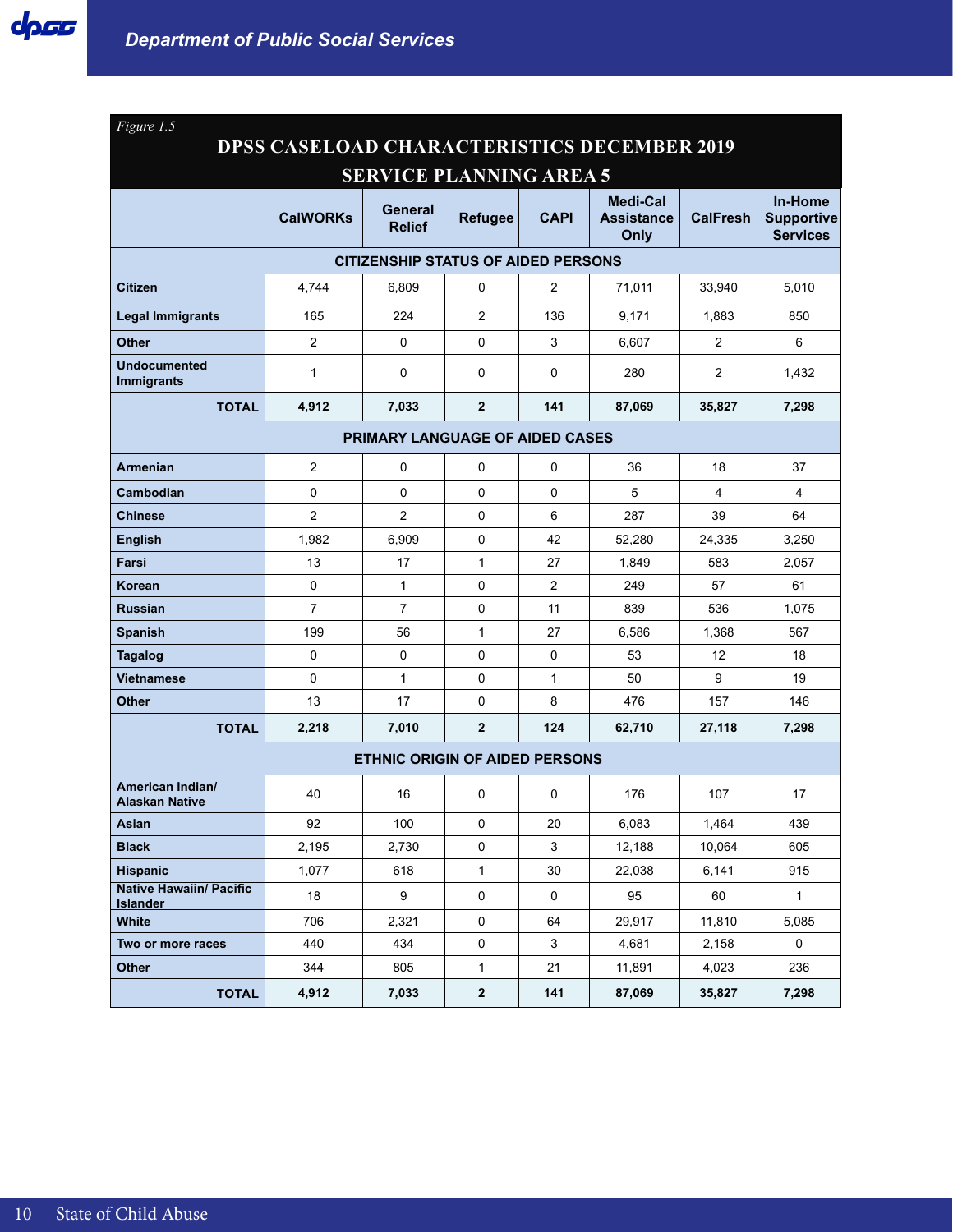*Figure 1.5*

## DPSS CASELOAD CHARACTERISTICS DECEMBER 2019
## SERVICE PLANNING AREA 5

| | CalWORKs | General Relief | Refugee | CAPI | Medi-Cal Assistance Only | CalFresh | In-Home Supportive Services |
|---|---|---|---|---|---|---|---|
| **CITIZENSHIP STATUS OF AIDED PERSONS** | | | | | | | |
| **Citizen** | 4,744 | 6,809 | 0 | 2 | 71,011 | 33,940 | 5,010 |
| **Legal Immigrants** | 165 | 224 | 2 | 136 | 9,171 | 1,883 | 850 |
| **Other** | 2 | 0 | 0 | 3 | 6,607 | 2 | 6 |
| **Undocumented Immigrants** | 1 | 0 | 0 | 0 | 280 | 2 | 1,432 |
| **TOTAL** | **4,912** | **7,033** | **2** | **141** | **87,069** | **35,827** | **7,298** |
| **PRIMARY LANGUAGE OF AIDED CASES** | | | | | | | |
| **Armenian** | 2 | 0 | 0 | 0 | 36 | 18 | 37 |
| **Cambodian** | 0 | 0 | 0 | 0 | 5 | 4 | 4 |
| **Chinese** | 2 | 2 | 0 | 6 | 287 | 39 | 64 |
| **English** | 1,982 | 6,909 | 0 | 42 | 52,280 | 24,335 | 3,250 |
| **Farsi** | 13 | 17 | 1 | 27 | 1,849 | 583 | 2,057 |
| **Korean** | 0 | 1 | 0 | 2 | 249 | 57 | 61 |
| **Russian** | 7 | 7 | 0 | 11 | 839 | 536 | 1,075 |
| **Spanish** | 199 | 56 | 1 | 27 | 6,586 | 1,368 | 567 |
| **Tagalog** | 0 | 0 | 0 | 0 | 53 | 12 | 18 |
| **Vietnamese** | 0 | 1 | 0 | 1 | 50 | 9 | 19 |
| **Other** | 13 | 17 | 0 | 8 | 476 | 157 | 146 |
| **TOTAL** | **2,218** | **7,010** | **2** | **124** | **62,710** | **27,118** | **7,298** |
| **ETHNIC ORIGIN OF AIDED PERSONS** | | | | | | | |
| **American Indian/ Alaskan Native** | 40 | 16 | 0 | 0 | 176 | 107 | 17 |
| **Asian** | 92 | 100 | 0 | 20 | 6,083 | 1,464 | 439 |
| **Black** | 2,195 | 2,730 | 0 | 3 | 12,188 | 10,064 | 605 |
| **Hispanic** | 1,077 | 618 | 1 | 30 | 22,038 | 6,141 | 915 |
| **Native Hawaiin/ Pacific Islander** | 18 | 9 | 0 | 0 | 95 | 60 | 1 |
| **White** | 706 | 2,321 | 0 | 64 | 29,917 | 11,810 | 5,085 |
| **Two or more races** | 440 | 434 | 0 | 3 | 4,681 | 2,158 | 0 |
| **Other** | 344 | 805 | 1 | 21 | 11,891 | 4,023 | 236 |
| **TOTAL** | **4,912** | **7,033** | **2** | **141** | **87,069** | **35,827** | **7,298** |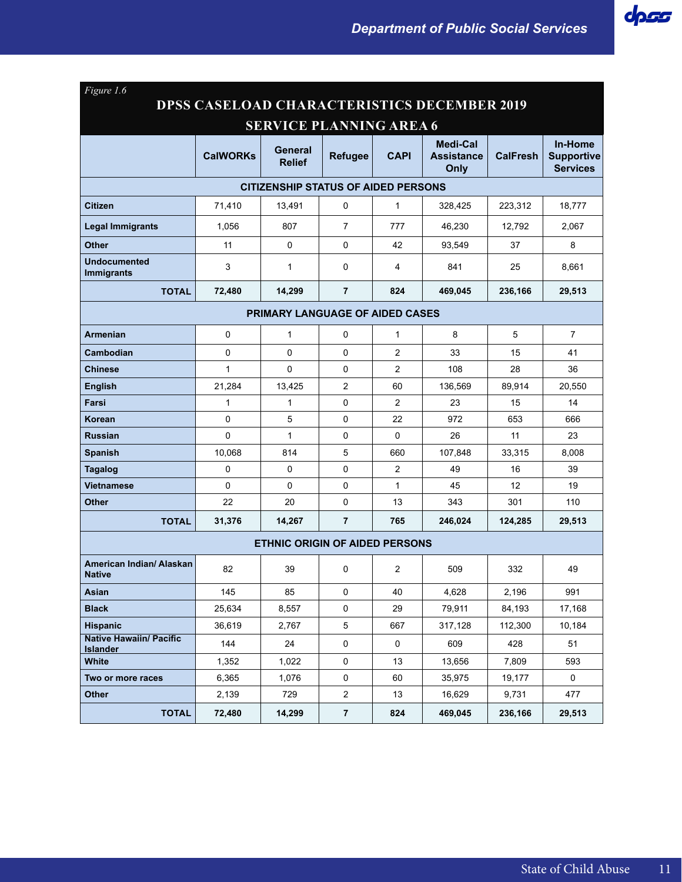*Figure 1.6*

## DPSS CASELOAD CHARACTERISTICS DECEMBER 2019
## SERVICE PLANNING AREA 6

| | CalWORKs | General Relief | Refugee | CAPI | Medi-Cal Assistance Only | CalFresh | In-Home Supportive Services |
|---|---|---|---|---|---|---|---|
| **CITIZENSHIP STATUS OF AIDED PERSONS** | | | | | | | |
| **Citizen** | 71,410 | 13,491 | 0 | 1 | 328,425 | 223,312 | 18,777 |
| **Legal Immigrants** | 1,056 | 807 | 7 | 777 | 46,230 | 12,792 | 2,067 |
| **Other** | 11 | 0 | 0 | 42 | 93,549 | 37 | 8 |
| **Undocumented Immigrants** | 3 | 1 | 0 | 4 | 841 | 25 | 8,661 |
| **TOTAL** | **72,480** | **14,299** | **7** | **824** | **469,045** | **236,166** | **29,513** |
| **PRIMARY LANGUAGE OF AIDED CASES** | | | | | | | |
| **Armenian** | 0 | 1 | 0 | 1 | 8 | 5 | 7 |
| **Cambodian** | 0 | 0 | 0 | 2 | 33 | 15 | 41 |
| **Chinese** | 1 | 0 | 0 | 2 | 108 | 28 | 36 |
| **English** | 21,284 | 13,425 | 2 | 60 | 136,569 | 89,914 | 20,550 |
| **Farsi** | 1 | 1 | 0 | 2 | 23 | 15 | 14 |
| **Korean** | 0 | 5 | 0 | 22 | 972 | 653 | 666 |
| **Russian** | 0 | 1 | 0 | 0 | 26 | 11 | 23 |
| **Spanish** | 10,068 | 814 | 5 | 660 | 107,848 | 33,315 | 8,008 |
| **Tagalog** | 0 | 0 | 0 | 2 | 49 | 16 | 39 |
| **Vietnamese** | 0 | 0 | 0 | 1 | 45 | 12 | 19 |
| **Other** | 22 | 20 | 0 | 13 | 343 | 301 | 110 |
| **TOTAL** | **31,376** | **14,267** | **7** | **765** | **246,024** | **124,285** | **29,513** |
| **ETHNIC ORIGIN OF AIDED PERSONS** | | | | | | | |
| **American Indian/ Alaskan Native** | 82 | 39 | 0 | 2 | 509 | 332 | 49 |
| **Asian** | 145 | 85 | 0 | 40 | 4,628 | 2,196 | 991 |
| **Black** | 25,634 | 8,557 | 0 | 29 | 79,911 | 84,193 | 17,168 |
| **Hispanic** | 36,619 | 2,767 | 5 | 667 | 317,128 | 112,300 | 10,184 |
| **Native Hawaiin/ Pacific Islander** | 144 | 24 | 0 | 0 | 609 | 428 | 51 |
| **White** | 1,352 | 1,022 | 0 | 13 | 13,656 | 7,809 | 593 |
| **Two or more races** | 6,365 | 1,076 | 0 | 60 | 35,975 | 19,177 | 0 |
| **Other** | 2,139 | 729 | 2 | 13 | 16,629 | 9,731 | 477 |
| **TOTAL** | **72,480** | **14,299** | **7** | **824** | **469,045** | **236,166** | **29,513** |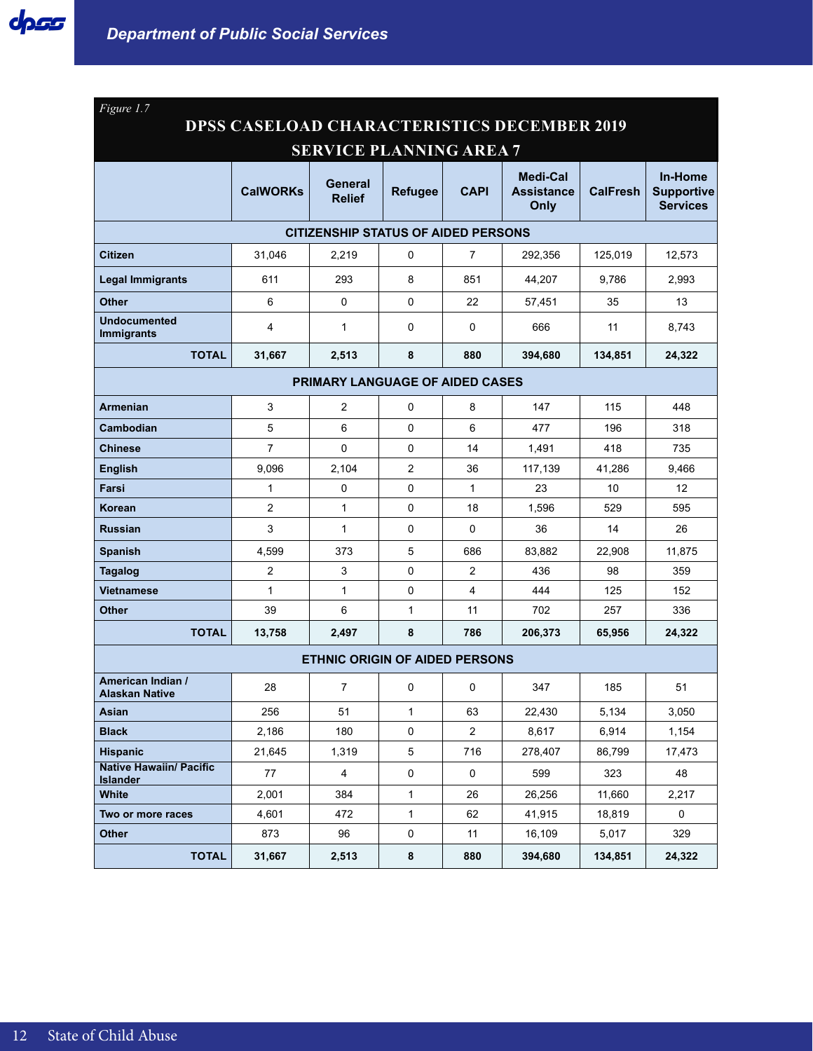*Figure 1.7*

## DPSS CASELOAD CHARACTERISTICS DECEMBER 2019
## SERVICE PLANNING AREA 7

| | CalWORKs | General Relief | Refugee | CAPI | Medi-Cal Assistance Only | CalFresh | In-Home Supportive Services |
|---|---|---|---|---|---|---|---|
| **CITIZENSHIP STATUS OF AIDED PERSONS** | | | | | | | |
| **Citizen** | 31,046 | 2,219 | 0 | 7 | 292,356 | 125,019 | 12,573 |
| **Legal Immigrants** | 611 | 293 | 8 | 851 | 44,207 | 9,786 | 2,993 |
| **Other** | 6 | 0 | 0 | 22 | 57,451 | 35 | 13 |
| **Undocumented Immigrants** | 4 | 1 | 0 | 0 | 666 | 11 | 8,743 |
| **TOTAL** | **31,667** | **2,513** | **8** | **880** | **394,680** | **134,851** | **24,322** |
| **PRIMARY LANGUAGE OF AIDED CASES** | | | | | | | |
| **Armenian** | 3 | 2 | 0 | 8 | 147 | 115 | 448 |
| **Cambodian** | 5 | 6 | 0 | 6 | 477 | 196 | 318 |
| **Chinese** | 7 | 0 | 0 | 14 | 1,491 | 418 | 735 |
| **English** | 9,096 | 2,104 | 2 | 36 | 117,139 | 41,286 | 9,466 |
| **Farsi** | 1 | 0 | 0 | 1 | 23 | 10 | 12 |
| **Korean** | 2 | 1 | 0 | 18 | 1,596 | 529 | 595 |
| **Russian** | 3 | 1 | 0 | 0 | 36 | 14 | 26 |
| **Spanish** | 4,599 | 373 | 5 | 686 | 83,882 | 22,908 | 11,875 |
| **Tagalog** | 2 | 3 | 0 | 2 | 436 | 98 | 359 |
| **Vietnamese** | 1 | 1 | 0 | 4 | 444 | 125 | 152 |
| **Other** | 39 | 6 | 1 | 11 | 702 | 257 | 336 |
| **TOTAL** | **13,758** | **2,497** | **8** | **786** | **206,373** | **65,956** | **24,322** |
| **ETHNIC ORIGIN OF AIDED PERSONS** | | | | | | | |
| **American Indian / Alaskan Native** | 28 | 7 | 0 | 0 | 347 | 185 | 51 |
| **Asian** | 256 | 51 | 1 | 63 | 22,430 | 5,134 | 3,050 |
| **Black** | 2,186 | 180 | 0 | 2 | 8,617 | 6,914 | 1,154 |
| **Hispanic** | 21,645 | 1,319 | 5 | 716 | 278,407 | 86,799 | 17,473 |
| **Native Hawaiin/ Pacific Islander** | 77 | 4 | 0 | 0 | 599 | 323 | 48 |
| **White** | 2,001 | 384 | 1 | 26 | 26,256 | 11,660 | 2,217 |
| **Two or more races** | 4,601 | 472 | 1 | 62 | 41,915 | 18,819 | 0 |
| **Other** | 873 | 96 | 0 | 11 | 16,109 | 5,017 | 329 |
| **TOTAL** | **31,667** | **2,513** | **8** | **880** | **394,680** | **134,851** | **24,322** |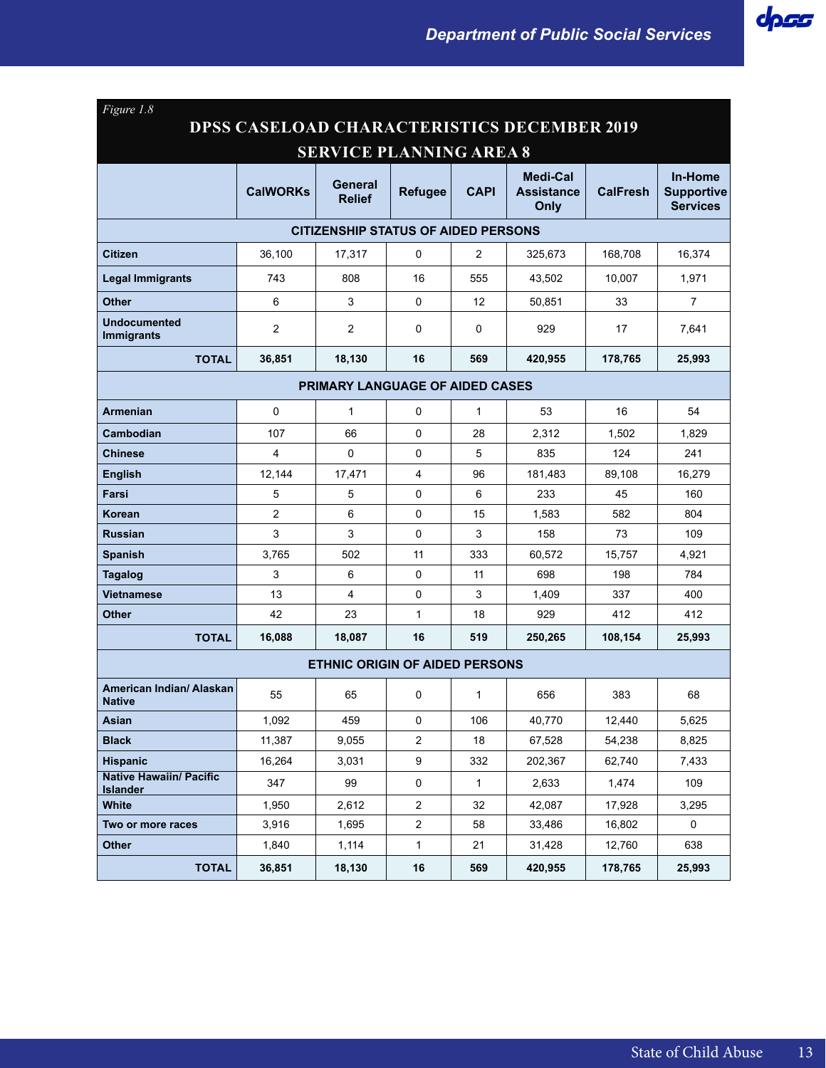*Figure 1.8*

## DPSS CASELOAD CHARACTERISTICS DECEMBER 2019
## SERVICE PLANNING AREA 8

| | CalWORKs | General Relief | Refugee | CAPI | Medi-Cal Assistance Only | CalFresh | In-Home Supportive Services |
|---|---|---|---|---|---|---|---|
| **CITIZENSHIP STATUS OF AIDED PERSONS** | | | | | | | |
| **Citizen** | 36,100 | 17,317 | 0 | 2 | 325,673 | 168,708 | 16,374 |
| **Legal Immigrants** | 743 | 808 | 16 | 555 | 43,502 | 10,007 | 1,971 |
| **Other** | 6 | 3 | 0 | 12 | 50,851 | 33 | 7 |
| **Undocumented Immigrants** | 2 | 2 | 0 | 0 | 929 | 17 | 7,641 |
| **TOTAL** | **36,851** | **18,130** | **16** | **569** | **420,955** | **178,765** | **25,993** |
| **PRIMARY LANGUAGE OF AIDED CASES** | | | | | | | |
| **Armenian** | 0 | 1 | 0 | 1 | 53 | 16 | 54 |
| **Cambodian** | 107 | 66 | 0 | 28 | 2,312 | 1,502 | 1,829 |
| **Chinese** | 4 | 0 | 0 | 5 | 835 | 124 | 241 |
| **English** | 12,144 | 17,471 | 4 | 96 | 181,483 | 89,108 | 16,279 |
| **Farsi** | 5 | 5 | 0 | 6 | 233 | 45 | 160 |
| **Korean** | 2 | 6 | 0 | 15 | 1,583 | 582 | 804 |
| **Russian** | 3 | 3 | 0 | 3 | 158 | 73 | 109 |
| **Spanish** | 3,765 | 502 | 11 | 333 | 60,572 | 15,757 | 4,921 |
| **Tagalog** | 3 | 6 | 0 | 11 | 698 | 198 | 784 |
| **Vietnamese** | 13 | 4 | 0 | 3 | 1,409 | 337 | 400 |
| **Other** | 42 | 23 | 1 | 18 | 929 | 412 | 412 |
| **TOTAL** | **16,088** | **18,087** | **16** | **519** | **250,265** | **108,154** | **25,993** |
| **ETHNIC ORIGIN OF AIDED PERSONS** | | | | | | | |
| **American Indian/ Alaskan Native** | 55 | 65 | 0 | 1 | 656 | 383 | 68 |
| **Asian** | 1,092 | 459 | 0 | 106 | 40,770 | 12,440 | 5,625 |
| **Black** | 11,387 | 9,055 | 2 | 18 | 67,528 | 54,238 | 8,825 |
| **Hispanic** | 16,264 | 3,031 | 9 | 332 | 202,367 | 62,740 | 7,433 |
| **Native Hawaiin/ Pacific Islander** | 347 | 99 | 0 | 1 | 2,633 | 1,474 | 109 |
| **White** | 1,950 | 2,612 | 2 | 32 | 42,087 | 17,928 | 3,295 |
| **Two or more races** | 3,916 | 1,695 | 2 | 58 | 33,486 | 16,802 | 0 |
| **Other** | 1,840 | 1,114 | 1 | 21 | 31,428 | 12,760 | 638 |
| **TOTAL** | **36,851** | **18,130** | **16** | **569** | **420,955** | **178,765** | **25,993** |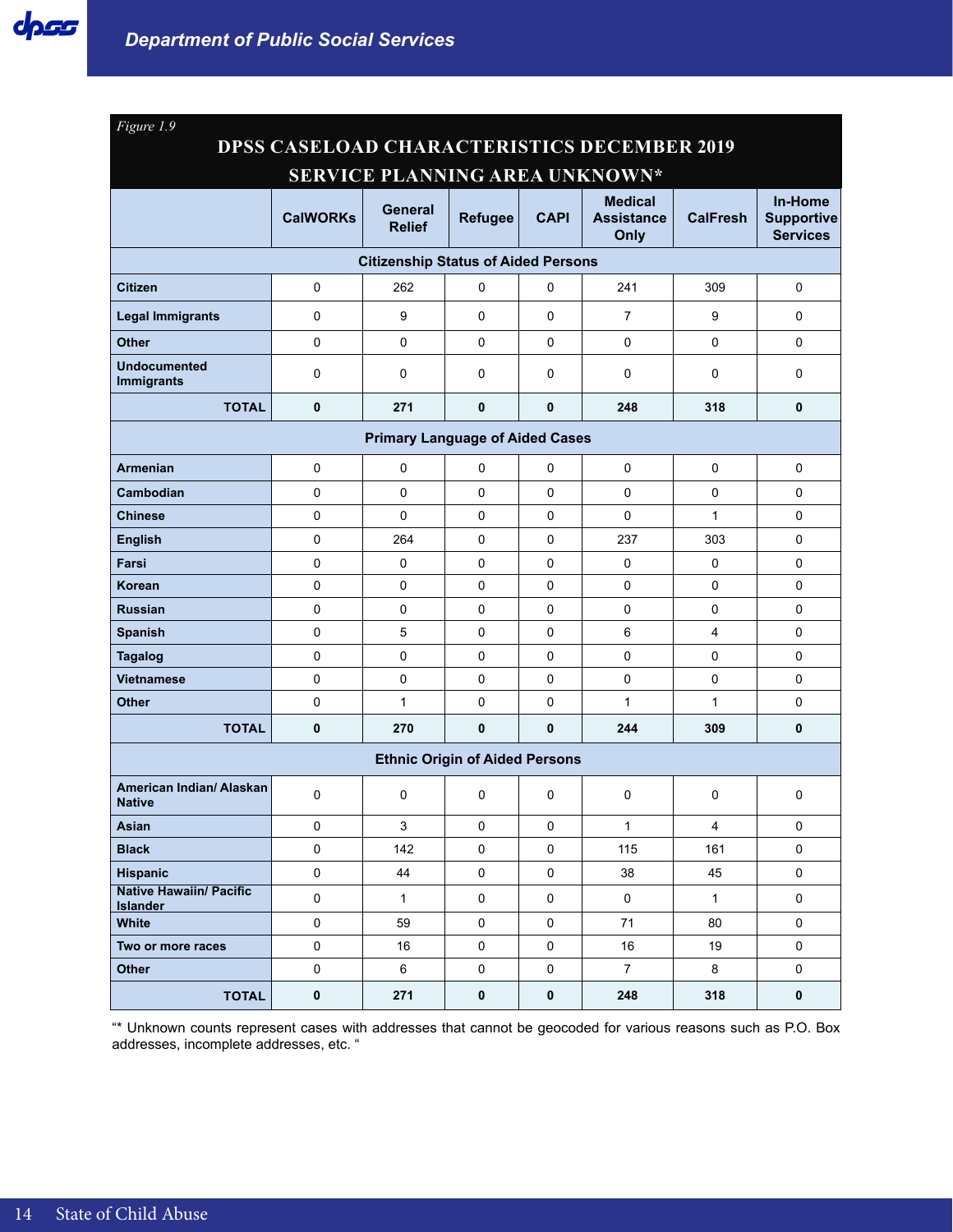*Figure 1.9*

## DPSS CASELOAD CHARACTERISTICS DECEMBER 2019
## SERVICE PLANNING AREA UNKNOWN*

| | CalWORKs | General Relief | Refugee | CAPI | Medical Assistance Only | CalFresh | In-Home Supportive Services |
|---|---|---|---|---|---|---|---|
| **Citizenship Status of Aided Persons** | | | | | | | |
| **Citizen** | 0 | 262 | 0 | 0 | 241 | 309 | 0 |
| **Legal Immigrants** | 0 | 9 | 0 | 0 | 7 | 9 | 0 |
| **Other** | 0 | 0 | 0 | 0 | 0 | 0 | 0 |
| **Undocumented Immigrants** | 0 | 0 | 0 | 0 | 0 | 0 | 0 |
| **TOTAL** | **0** | **271** | **0** | **0** | **248** | **318** | **0** |
| **Primary Language of Aided Cases** | | | | | | | |
| **Armenian** | 0 | 0 | 0 | 0 | 0 | 0 | 0 |
| **Cambodian** | 0 | 0 | 0 | 0 | 0 | 0 | 0 |
| **Chinese** | 0 | 0 | 0 | 0 | 0 | 1 | 0 |
| **English** | 0 | 264 | 0 | 0 | 237 | 303 | 0 |
| **Farsi** | 0 | 0 | 0 | 0 | 0 | 0 | 0 |
| **Korean** | 0 | 0 | 0 | 0 | 0 | 0 | 0 |
| **Russian** | 0 | 0 | 0 | 0 | 0 | 0 | 0 |
| **Spanish** | 0 | 5 | 0 | 0 | 6 | 4 | 0 |
| **Tagalog** | 0 | 0 | 0 | 0 | 0 | 0 | 0 |
| **Vietnamese** | 0 | 0 | 0 | 0 | 0 | 0 | 0 |
| **Other** | 0 | 1 | 0 | 0 | 1 | 1 | 0 |
| **TOTAL** | **0** | **270** | **0** | **0** | **244** | **309** | **0** |
| **Ethnic Origin of Aided Persons** | | | | | | | |
| **American Indian/ Alaskan Native** | 0 | 0 | 0 | 0 | 0 | 0 | 0 |
| **Asian** | 0 | 3 | 0 | 0 | 1 | 4 | 0 |
| **Black** | 0 | 142 | 0 | 0 | 115 | 161 | 0 |
| **Hispanic** | 0 | 44 | 0 | 0 | 38 | 45 | 0 |
| **Native Hawaiin/ Pacific Islander** | 0 | 1 | 0 | 0 | 0 | 1 | 0 |
| **White** | 0 | 59 | 0 | 0 | 71 | 80 | 0 |
| **Two or more races** | 0 | 16 | 0 | 0 | 16 | 19 | 0 |
| **Other** | 0 | 6 | 0 | 0 | 7 | 8 | 0 |
| **TOTAL** | **0** | **271** | **0** | **0** | **248** | **318** | **0** |

"* Unknown counts represent cases with addresses that cannot be geocoded for various reasons such as P.O. Box addresses, incomplete addresses, etc. "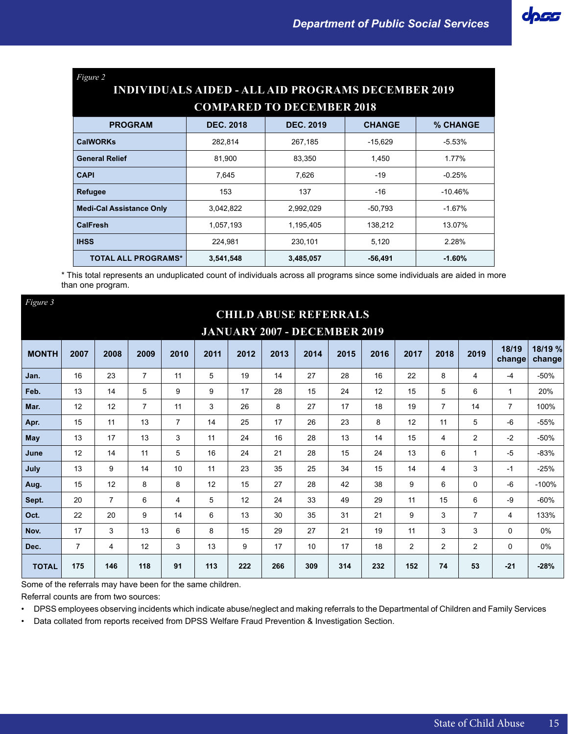*Figure 2*

## INDIVIDUALS AIDED - ALL AID PROGRAMS DECEMBER 2019 COMPARED TO DECEMBER 2018

| PROGRAM | DEC. 2018 | DEC. 2019 | CHANGE | % CHANGE |
|---|---|---|---|---|
| **CalWORKs** | 282,814 | 267,185 | -15,629 | -5.53% |
| **General Relief** | 81,900 | 83,350 | 1,450 | 1.77% |
| **CAPI** | 7,645 | 7,626 | -19 | -0.25% |
| **Refugee** | 153 | 137 | -16 | -10.46% |
| **Medi-Cal Assistance Only** | 3,042,822 | 2,992,029 | -50,793 | -1.67% |
| **CalFresh** | 1,057,193 | 1,195,405 | 138,212 | 13.07% |
| **IHSS** | 224,981 | 230,101 | 5,120 | 2.28% |
| **TOTAL ALL PROGRAMS*** | **3,541,548** | **3,485,057** | **-56,491** | **-1.60%** |

* This total represents an unduplicated count of individuals across all programs since some individuals are aided in more than one program.

*Figure 3*

## CHILD ABUSE REFERRALS JANUARY 2007 - DECEMBER 2019

| MONTH | 2007 | 2008 | 2009 | 2010 | 2011 | 2012 | 2013 | 2014 | 2015 | 2016 | 2017 | 2018 | 2019 | 18/19 change | 18/19 % change |
|---|---|---|---|---|---|---|---|---|---|---|---|---|---|---|---|
| **Jan.** | 16 | 23 | 7 | 11 | 5 | 19 | 14 | 27 | 28 | 16 | 22 | 8 | 4 | -4 | -50% |
| **Feb.** | 13 | 14 | 5 | 9 | 9 | 17 | 28 | 15 | 24 | 12 | 15 | 5 | 6 | 1 | 20% |
| **Mar.** | 12 | 12 | 7 | 11 | 3 | 26 | 8 | 27 | 17 | 18 | 19 | 7 | 14 | 7 | 100% |
| **Apr.** | 15 | 11 | 13 | 7 | 14 | 25 | 17 | 26 | 23 | 8 | 12 | 11 | 5 | -6 | -55% |
| **May** | 13 | 17 | 13 | 3 | 11 | 24 | 16 | 28 | 13 | 14 | 15 | 4 | 2 | -2 | -50% |
| **June** | 12 | 14 | 11 | 5 | 16 | 24 | 21 | 28 | 15 | 24 | 13 | 6 | 1 | -5 | -83% |
| **July** | 13 | 9 | 14 | 10 | 11 | 23 | 35 | 25 | 34 | 15 | 14 | 4 | 3 | -1 | -25% |
| **Aug.** | 15 | 12 | 8 | 8 | 12 | 15 | 27 | 28 | 42 | 38 | 9 | 6 | 0 | -6 | -100% |
| **Sept.** | 20 | 7 | 6 | 4 | 5 | 12 | 24 | 33 | 49 | 29 | 11 | 15 | 6 | -9 | -60% |
| **Oct.** | 22 | 20 | 9 | 14 | 6 | 13 | 30 | 35 | 31 | 21 | 9 | 3 | 7 | 4 | 133% |
| **Nov.** | 17 | 3 | 13 | 6 | 8 | 15 | 29 | 27 | 21 | 19 | 11 | 3 | 3 | 0 | 0% |
| **Dec.** | 7 | 4 | 12 | 3 | 13 | 9 | 17 | 10 | 17 | 18 | 2 | 2 | 2 | 0 | 0% |
| **TOTAL** | **175** | **146** | **118** | **91** | **113** | **222** | **266** | **309** | **314** | **232** | **152** | **74** | **53** | **-21** | **-28%** |

Some of the referrals may have been for the same children.

Referral counts are from two sources:

- DPSS employees observing incidents which indicate abuse/neglect and making referrals to the Departmental of Children and Family Services
- Data collated from reports received from DPSS Welfare Fraud Prevention & Investigation Section.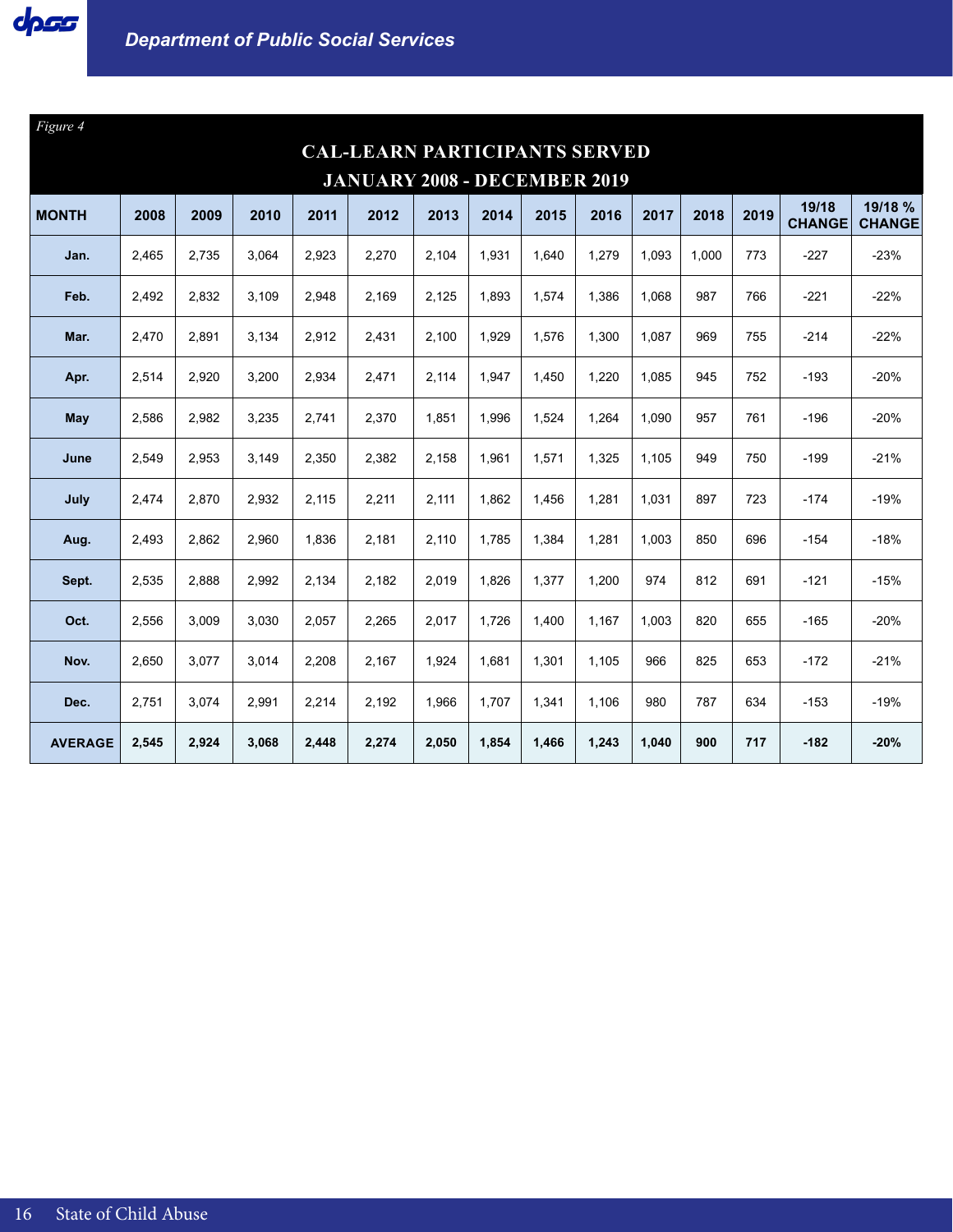*Figure 4*

## CAL-LEARN PARTICIPANTS SERVED
## JANUARY 2008 - DECEMBER 2019

| MONTH | 2008 | 2009 | 2010 | 2011 | 2012 | 2013 | 2014 | 2015 | 2016 | 2017 | 2018 | 2019 | 19/18 CHANGE | 19/18 % CHANGE |
|---|---|---|---|---|---|---|---|---|---|---|---|---|---|---|
| Jan. | 2,465 | 2,735 | 3,064 | 2,923 | 2,270 | 2,104 | 1,931 | 1,640 | 1,279 | 1,093 | 1,000 | 773 | -227 | -23% |
| Feb. | 2,492 | 2,832 | 3,109 | 2,948 | 2,169 | 2,125 | 1,893 | 1,574 | 1,386 | 1,068 | 987 | 766 | -221 | -22% |
| Mar. | 2,470 | 2,891 | 3,134 | 2,912 | 2,431 | 2,100 | 1,929 | 1,576 | 1,300 | 1,087 | 969 | 755 | -214 | -22% |
| Apr. | 2,514 | 2,920 | 3,200 | 2,934 | 2,471 | 2,114 | 1,947 | 1,450 | 1,220 | 1,085 | 945 | 752 | -193 | -20% |
| May | 2,586 | 2,982 | 3,235 | 2,741 | 2,370 | 1,851 | 1,996 | 1,524 | 1,264 | 1,090 | 957 | 761 | -196 | -20% |
| June | 2,549 | 2,953 | 3,149 | 2,350 | 2,382 | 2,158 | 1,961 | 1,571 | 1,325 | 1,105 | 949 | 750 | -199 | -21% |
| July | 2,474 | 2,870 | 2,932 | 2,115 | 2,211 | 2,111 | 1,862 | 1,456 | 1,281 | 1,031 | 897 | 723 | -174 | -19% |
| Aug. | 2,493 | 2,862 | 2,960 | 1,836 | 2,181 | 2,110 | 1,785 | 1,384 | 1,281 | 1,003 | 850 | 696 | -154 | -18% |
| Sept. | 2,535 | 2,888 | 2,992 | 2,134 | 2,182 | 2,019 | 1,826 | 1,377 | 1,200 | 974 | 812 | 691 | -121 | -15% |
| Oct. | 2,556 | 3,009 | 3,030 | 2,057 | 2,265 | 2,017 | 1,726 | 1,400 | 1,167 | 1,003 | 820 | 655 | -165 | -20% |
| Nov. | 2,650 | 3,077 | 3,014 | 2,208 | 2,167 | 1,924 | 1,681 | 1,301 | 1,105 | 966 | 825 | 653 | -172 | -21% |
| Dec. | 2,751 | 3,074 | 2,991 | 2,214 | 2,192 | 1,966 | 1,707 | 1,341 | 1,106 | 980 | 787 | 634 | -153 | -19% |
| **AVERAGE** | **2,545** | **2,924** | **3,068** | **2,448** | **2,274** | **2,050** | **1,854** | **1,466** | **1,243** | **1,040** | **900** | **717** | **-182** | **-20%** |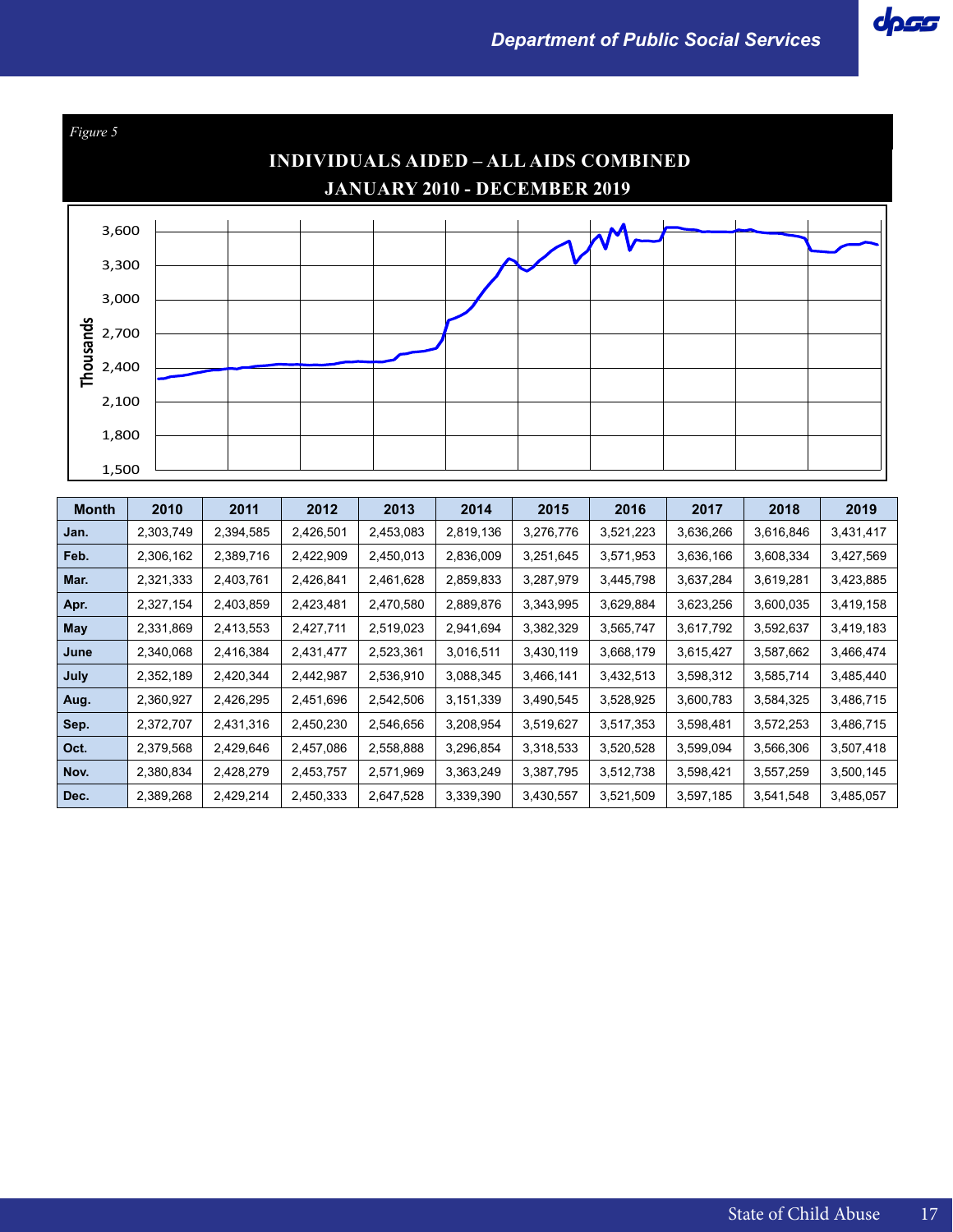*Figure 5*

**INDIVIDUALS AIDED – ALL AIDS COMBINED**
**JANUARY 2010 - DECEMBER 2019**

| Month | 2010 | 2011 | 2012 | 2013 | 2014 | 2015 | 2016 | 2017 | 2018 | 2019 |
|---|---|---|---|---|---|---|---|---|---|---|
| Jan. | 2,303,749 | 2,394,585 | 2,426,501 | 2,453,083 | 2,819,136 | 3,276,776 | 3,521,223 | 3,636,266 | 3,616,846 | 3,431,417 |
| Feb. | 2,306,162 | 2,389,716 | 2,422,909 | 2,450,013 | 2,836,009 | 3,251,645 | 3,571,953 | 3,636,166 | 3,608,334 | 3,427,569 |
| Mar. | 2,321,333 | 2,403,761 | 2,426,841 | 2,461,628 | 2,859,833 | 3,287,979 | 3,445,798 | 3,637,284 | 3,619,281 | 3,423,885 |
| Apr. | 2,327,154 | 2,403,859 | 2,423,481 | 2,470,580 | 2,889,876 | 3,343,995 | 3,629,884 | 3,623,256 | 3,600,035 | 3,419,158 |
| May | 2,331,869 | 2,413,553 | 2,427,711 | 2,519,023 | 2,941,694 | 3,382,329 | 3,565,747 | 3,617,792 | 3,592,637 | 3,419,183 |
| June | 2,340,068 | 2,416,384 | 2,431,477 | 2,523,361 | 3,016,511 | 3,430,119 | 3,668,179 | 3,615,427 | 3,587,662 | 3,466,474 |
| July | 2,352,189 | 2,420,344 | 2,442,987 | 2,536,910 | 3,088,345 | 3,466,141 | 3,432,513 | 3,598,312 | 3,585,714 | 3,485,440 |
| Aug. | 2,360,927 | 2,426,295 | 2,451,696 | 2,542,506 | 3,151,339 | 3,490,545 | 3,528,925 | 3,600,783 | 3,584,325 | 3,486,715 |
| Sep. | 2,372,707 | 2,431,316 | 2,450,230 | 2,546,656 | 3,208,954 | 3,519,627 | 3,517,353 | 3,598,481 | 3,572,253 | 3,486,715 |
| Oct. | 2,379,568 | 2,429,646 | 2,457,086 | 2,558,888 | 3,296,854 | 3,318,533 | 3,520,528 | 3,599,094 | 3,566,306 | 3,507,418 |
| Nov. | 2,380,834 | 2,428,279 | 2,453,757 | 2,571,969 | 3,363,249 | 3,387,795 | 3,512,738 | 3,598,421 | 3,557,259 | 3,500,145 |
| Dec. | 2,389,268 | 2,429,214 | 2,450,333 | 2,647,528 | 3,339,390 | 3,430,557 | 3,521,509 | 3,597,185 | 3,541,548 | 3,485,057 |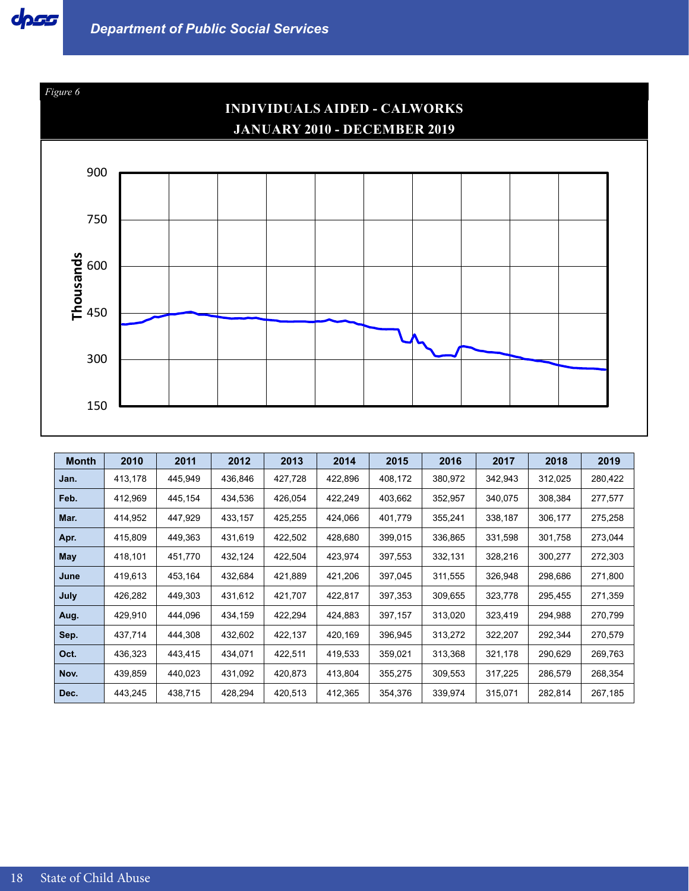*Figure 6*

**INDIVIDUALS AIDED - CALWORKS**
**JANUARY 2010 - DECEMBER 2019**

| Month | 2010 | 2011 | 2012 | 2013 | 2014 | 2015 | 2016 | 2017 | 2018 | 2019 |
|---|---|---|---|---|---|---|---|---|---|---|
| Jan. | 413,178 | 445,949 | 436,846 | 427,728 | 422,896 | 408,172 | 380,972 | 342,943 | 312,025 | 280,422 |
| Feb. | 412,969 | 445,154 | 434,536 | 426,054 | 422,249 | 403,662 | 352,957 | 340,075 | 308,384 | 277,577 |
| Mar. | 414,952 | 447,929 | 433,157 | 425,255 | 424,066 | 401,779 | 355,241 | 338,187 | 306,177 | 275,258 |
| Apr. | 415,809 | 449,363 | 431,619 | 422,502 | 428,680 | 399,015 | 336,865 | 331,598 | 301,758 | 273,044 |
| May | 418,101 | 451,770 | 432,124 | 422,504 | 423,974 | 397,553 | 332,131 | 328,216 | 300,277 | 272,303 |
| June | 419,613 | 453,164 | 432,684 | 421,889 | 421,206 | 397,045 | 311,555 | 326,948 | 298,686 | 271,800 |
| July | 426,282 | 449,303 | 431,612 | 421,707 | 422,817 | 397,353 | 309,655 | 323,778 | 295,455 | 271,359 |
| Aug. | 429,910 | 444,096 | 434,159 | 422,294 | 424,883 | 397,157 | 313,020 | 323,419 | 294,988 | 270,799 |
| Sep. | 437,714 | 444,308 | 432,602 | 422,137 | 420,169 | 396,945 | 313,272 | 322,207 | 292,344 | 270,579 |
| Oct. | 436,323 | 443,415 | 434,071 | 422,511 | 419,533 | 359,021 | 313,368 | 321,178 | 290,629 | 269,763 |
| Nov. | 439,859 | 440,023 | 431,092 | 420,873 | 413,804 | 355,275 | 309,553 | 317,225 | 286,579 | 268,354 |
| Dec. | 443,245 | 438,715 | 428,294 | 420,513 | 412,365 | 354,376 | 339,974 | 315,071 | 282,814 | 267,185 |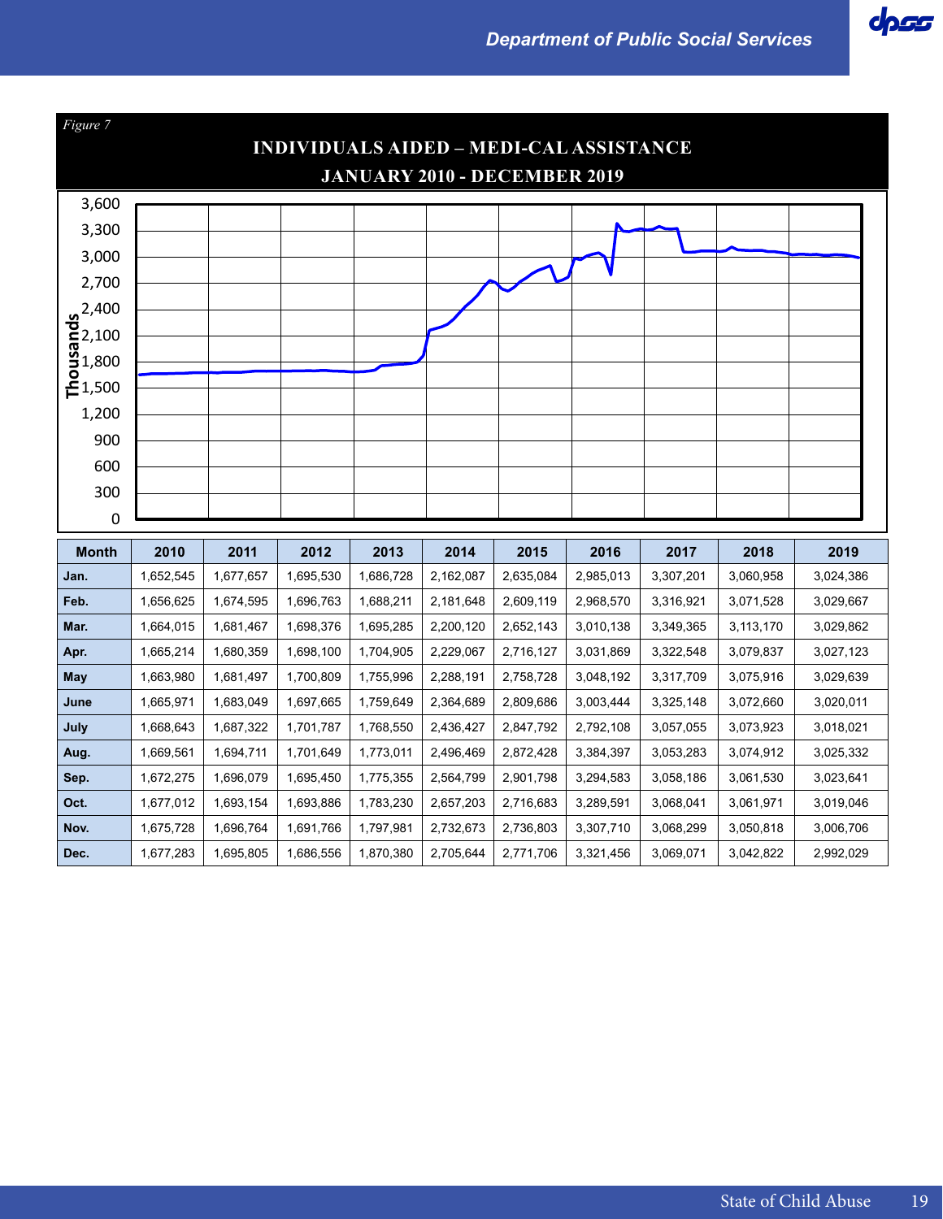*Figure 7*

## INDIVIDUALS AIDED – MEDI-CAL ASSISTANCE
## JANUARY 2010 - DECEMBER 2019

| Month | 2010 | 2011 | 2012 | 2013 | 2014 | 2015 | 2016 | 2017 | 2018 | 2019 |
|---|---|---|---|---|---|---|---|---|---|---|
| Jan. | 1,652,545 | 1,677,657 | 1,695,530 | 1,686,728 | 2,162,087 | 2,635,084 | 2,985,013 | 3,307,201 | 3,060,958 | 3,024,386 |
| Feb. | 1,656,625 | 1,674,595 | 1,696,763 | 1,688,211 | 2,181,648 | 2,609,119 | 2,968,570 | 3,316,921 | 3,071,528 | 3,029,667 |
| Mar. | 1,664,015 | 1,681,467 | 1,698,376 | 1,695,285 | 2,200,120 | 2,652,143 | 3,010,138 | 3,349,365 | 3,113,170 | 3,029,862 |
| Apr. | 1,665,214 | 1,680,359 | 1,698,100 | 1,704,905 | 2,229,067 | 2,716,127 | 3,031,869 | 3,322,548 | 3,079,837 | 3,027,123 |
| May | 1,663,980 | 1,681,497 | 1,700,809 | 1,755,996 | 2,288,191 | 2,758,728 | 3,048,192 | 3,317,709 | 3,075,916 | 3,029,639 |
| June | 1,665,971 | 1,683,049 | 1,697,665 | 1,759,649 | 2,364,689 | 2,809,686 | 3,003,444 | 3,325,148 | 3,072,660 | 3,020,011 |
| July | 1,668,643 | 1,687,322 | 1,701,787 | 1,768,550 | 2,436,427 | 2,847,792 | 2,792,108 | 3,057,055 | 3,073,923 | 3,018,021 |
| Aug. | 1,669,561 | 1,694,711 | 1,701,649 | 1,773,011 | 2,496,469 | 2,872,428 | 3,384,397 | 3,053,283 | 3,074,912 | 3,025,332 |
| Sep. | 1,672,275 | 1,696,079 | 1,695,450 | 1,775,355 | 2,564,799 | 2,901,798 | 3,294,583 | 3,058,186 | 3,061,530 | 3,023,641 |
| Oct. | 1,677,012 | 1,693,154 | 1,693,886 | 1,783,230 | 2,657,203 | 2,716,683 | 3,289,591 | 3,068,041 | 3,061,971 | 3,019,046 |
| Nov. | 1,675,728 | 1,696,764 | 1,691,766 | 1,797,981 | 2,732,673 | 2,736,803 | 3,307,710 | 3,068,299 | 3,050,818 | 3,006,706 |
| Dec. | 1,677,283 | 1,695,805 | 1,686,556 | 1,870,380 | 2,705,644 | 2,771,706 | 3,321,456 | 3,069,071 | 3,042,822 | 2,992,029 |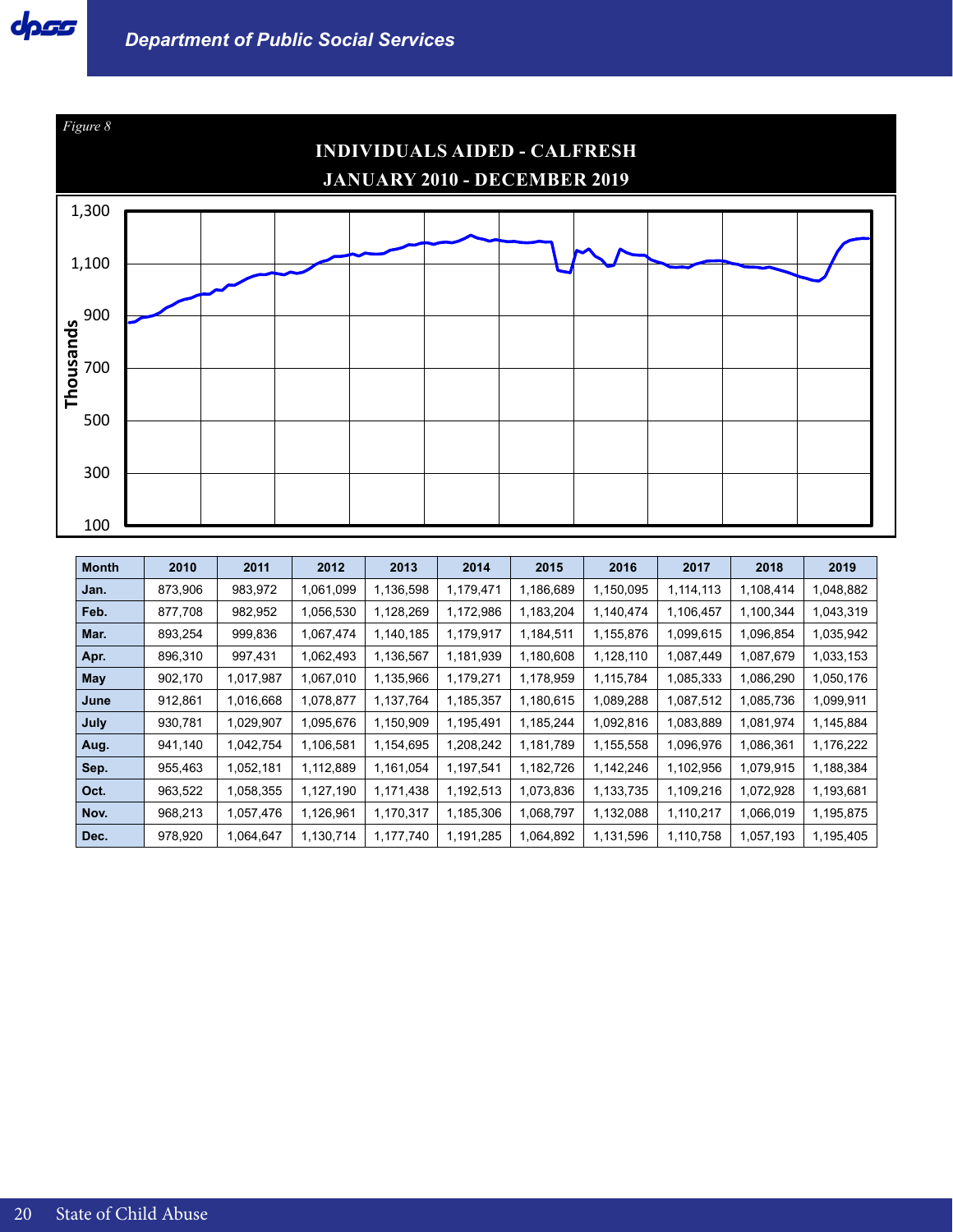*Figure 8*

**INDIVIDUALS AIDED - CALFRESH**
**JANUARY 2010 - DECEMBER 2019**

| Month | 2010 | 2011 | 2012 | 2013 | 2014 | 2015 | 2016 | 2017 | 2018 | 2019 |
|---|---|---|---|---|---|---|---|---|---|---|
| Jan. | 873,906 | 983,972 | 1,061,099 | 1,136,598 | 1,179,471 | 1,186,689 | 1,150,095 | 1,114,113 | 1,108,414 | 1,048,882 |
| Feb. | 877,708 | 982,952 | 1,056,530 | 1,128,269 | 1,172,986 | 1,183,204 | 1,140,474 | 1,106,457 | 1,100,344 | 1,043,319 |
| Mar. | 893,254 | 999,836 | 1,067,474 | 1,140,185 | 1,179,917 | 1,184,511 | 1,155,876 | 1,099,615 | 1,096,854 | 1,035,942 |
| Apr. | 896,310 | 997,431 | 1,062,493 | 1,136,567 | 1,181,939 | 1,180,608 | 1,128,110 | 1,087,449 | 1,087,679 | 1,033,153 |
| May | 902,170 | 1,017,987 | 1,067,010 | 1,135,966 | 1,179,271 | 1,178,959 | 1,115,784 | 1,085,333 | 1,086,290 | 1,050,176 |
| June | 912,861 | 1,016,668 | 1,078,877 | 1,137,764 | 1,185,357 | 1,180,615 | 1,089,288 | 1,087,512 | 1,085,736 | 1,099,911 |
| July | 930,781 | 1,029,907 | 1,095,676 | 1,150,909 | 1,195,491 | 1,185,244 | 1,092,816 | 1,083,889 | 1,081,974 | 1,145,884 |
| Aug. | 941,140 | 1,042,754 | 1,106,581 | 1,154,695 | 1,208,242 | 1,181,789 | 1,155,558 | 1,096,976 | 1,086,361 | 1,176,222 |
| Sep. | 955,463 | 1,052,181 | 1,112,889 | 1,161,054 | 1,197,541 | 1,182,726 | 1,142,246 | 1,102,956 | 1,079,915 | 1,188,384 |
| Oct. | 963,522 | 1,058,355 | 1,127,190 | 1,171,438 | 1,192,513 | 1,073,836 | 1,133,735 | 1,109,216 | 1,072,928 | 1,193,681 |
| Nov. | 968,213 | 1,057,476 | 1,126,961 | 1,170,317 | 1,185,306 | 1,068,797 | 1,132,088 | 1,110,217 | 1,066,019 | 1,195,875 |
| Dec. | 978,920 | 1,064,647 | 1,130,714 | 1,177,740 | 1,191,285 | 1,064,892 | 1,131,596 | 1,110,758 | 1,057,193 | 1,195,405 |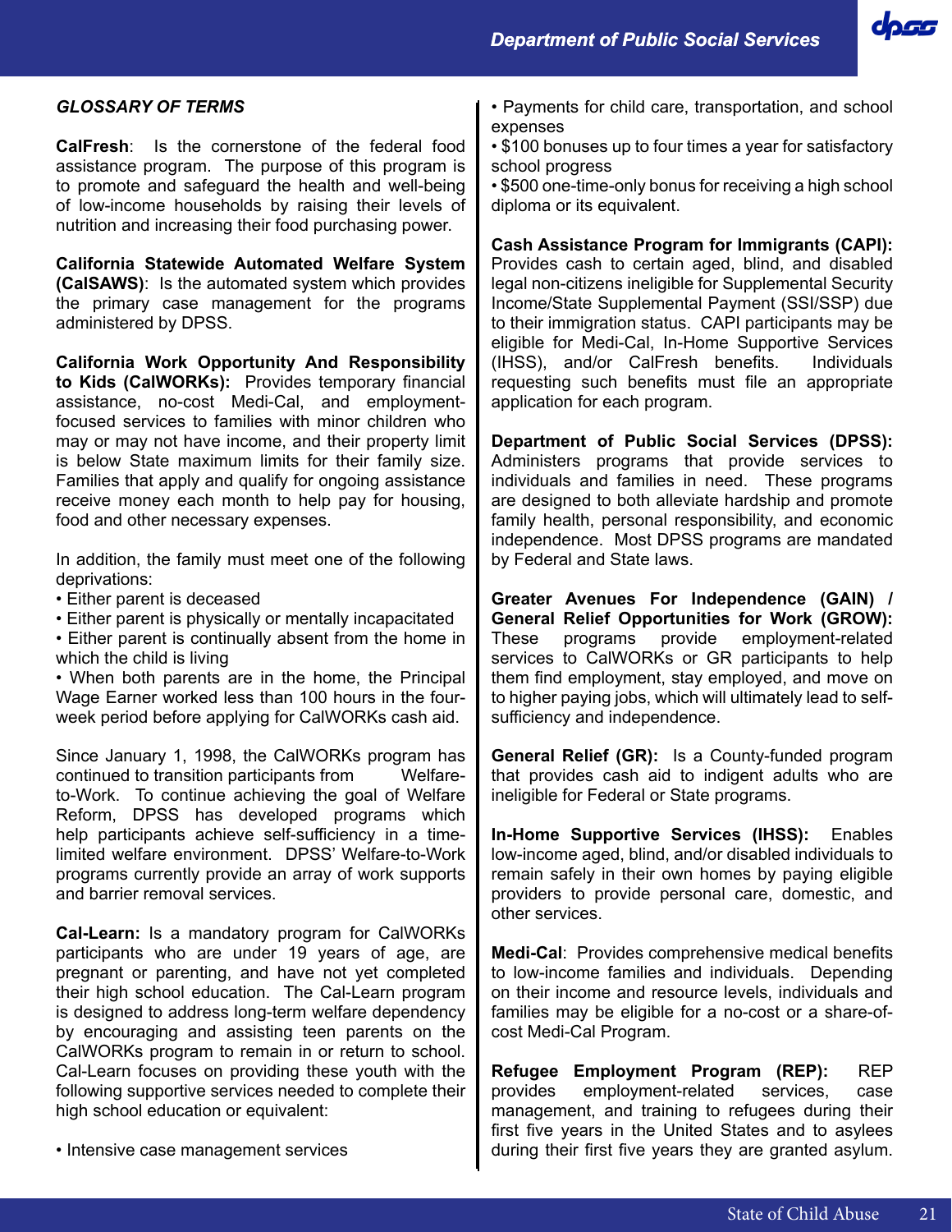## *GLOSSARY OF TERMS*

**CalFresh**: Is the cornerstone of the federal food assistance program. The purpose of this program is to promote and safeguard the health and well-being of low-income households by raising their levels of nutrition and increasing their food purchasing power.

**California Statewide Automated Welfare System (CalSAWS)**: Is the automated system which provides the primary case management for the programs administered by DPSS.

**California Work Opportunity And Responsibility to Kids (CalWORKs):** Provides temporary financial assistance, no-cost Medi-Cal, and employment-focused services to families with minor children who may or may not have income, and their property limit is below State maximum limits for their family size. Families that apply and qualify for ongoing assistance receive money each month to help pay for housing, food and other necessary expenses.

In addition, the family must meet one of the following deprivations:

- Either parent is deceased
- Either parent is physically or mentally incapacitated
- Either parent is continually absent from the home in which the child is living
- When both parents are in the home, the Principal Wage Earner worked less than 100 hours in the four-week period before applying for CalWORKs cash aid.

Since January 1, 1998, the CalWORKs program has continued to transition participants from Welfare-to-Work. To continue achieving the goal of Welfare Reform, DPSS has developed programs which help participants achieve self-sufficiency in a time-limited welfare environment. DPSS' Welfare-to-Work programs currently provide an array of work supports and barrier removal services.

**Cal-Learn:** Is a mandatory program for CalWORKs participants who are under 19 years of age, are pregnant or parenting, and have not yet completed their high school education. The Cal-Learn program is designed to address long-term welfare dependency by encouraging and assisting teen parents on the CalWORKs program to remain in or return to school. Cal-Learn focuses on providing these youth with the following supportive services needed to complete their high school education or equivalent:

- Intensive case management services
- Payments for child care, transportation, and school expenses
- $100 bonuses up to four times a year for satisfactory school progress
- $500 one-time-only bonus for receiving a high school diploma or its equivalent.

**Cash Assistance Program for Immigrants (CAPI):** Provides cash to certain aged, blind, and disabled legal non-citizens ineligible for Supplemental Security Income/State Supplemental Payment (SSI/SSP) due to their immigration status. CAPI participants may be eligible for Medi-Cal, In-Home Supportive Services (IHSS), and/or CalFresh benefits. Individuals requesting such benefits must file an appropriate application for each program.

**Department of Public Social Services (DPSS):** Administers programs that provide services to individuals and families in need. These programs are designed to both alleviate hardship and promote family health, personal responsibility, and economic independence. Most DPSS programs are mandated by Federal and State laws.

**Greater Avenues For Independence (GAIN) / General Relief Opportunities for Work (GROW):** These programs provide employment-related services to CalWORKs or GR participants to help them find employment, stay employed, and move on to higher paying jobs, which will ultimately lead to self-sufficiency and independence.

**General Relief (GR):** Is a County-funded program that provides cash aid to indigent adults who are ineligible for Federal or State programs.

**In-Home Supportive Services (IHSS):** Enables low-income aged, blind, and/or disabled individuals to remain safely in their own homes by paying eligible providers to provide personal care, domestic, and other services.

**Medi-Cal**: Provides comprehensive medical benefits to low-income families and individuals. Depending on their income and resource levels, individuals and families may be eligible for a no-cost or a share-of-cost Medi-Cal Program.

**Refugee Employment Program (REP):** REP provides employment-related services, case management, and training to refugees during their first five years in the United States and to asylees during their first five years they are granted asylum.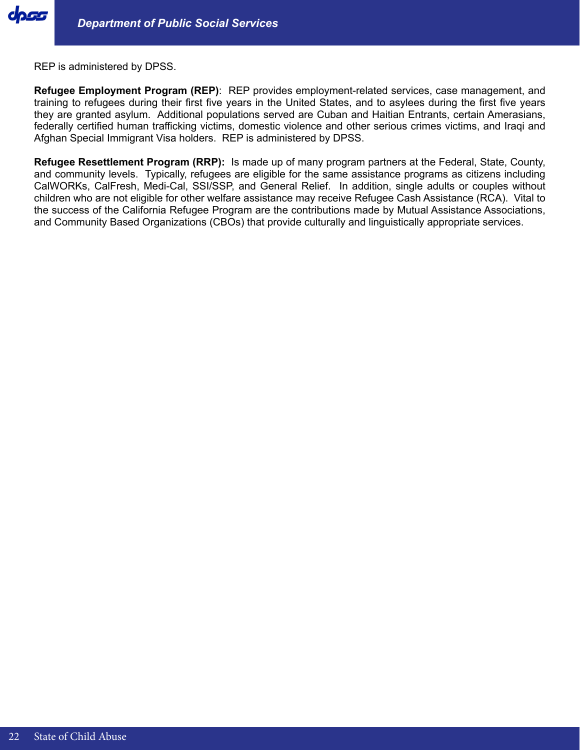REP is administered by DPSS.

**Refugee Employment Program (REP)**:  REP provides employment-related services, case management, and training to refugees during their first five years in the United States, and to asylees during the first five years they are granted asylum.  Additional populations served are Cuban and Haitian Entrants, certain Amerasians, federally certified human trafficking victims, domestic violence and other serious crimes victims, and Iraqi and Afghan Special Immigrant Visa holders.  REP is administered by DPSS.

**Refugee Resettlement Program (RRP):**  Is made up of many program partners at the Federal, State, County, and community levels.  Typically, refugees are eligible for the same assistance programs as citizens including CalWORKs, CalFresh, Medi-Cal, SSI/SSP, and General Relief.  In addition, single adults or couples without children who are not eligible for other welfare assistance may receive Refugee Cash Assistance (RCA).  Vital to the success of the California Refugee Program are the contributions made by Mutual Assistance Associations, and Community Based Organizations (CBOs) that provide culturally and linguistically appropriate services.